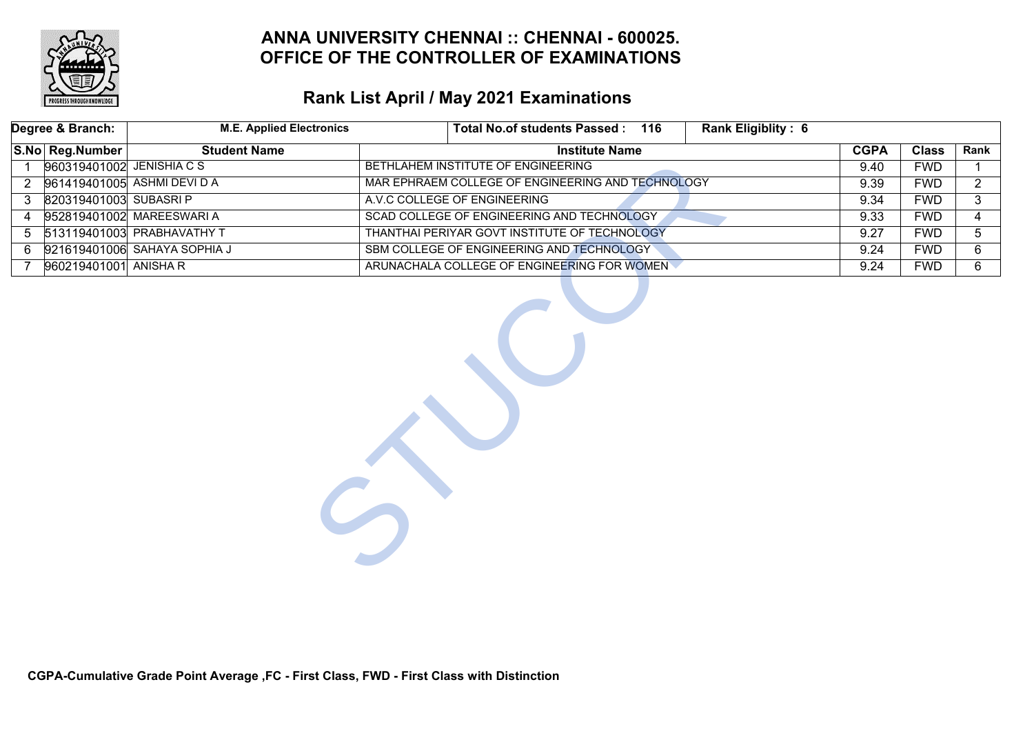# ANNA UNIVERSITY CHENNAI :: CHENNAI - 600025.
# OFFICE OF THE CONTROLLER OF EXAMINATIONS

## Rank List April / May 2021 Examinations

| Degree & Branch: | M.E. Applied Electronics | | Total No.of students Passed : 116 | Rank Eligiblity : 6 | | |
|---|---|---|---|---|---|---|
| **S.No** | **Reg.Number** | **Student Name** | **Institute Name** | **CGPA** | **Class** | **Rank** |
| 1 | 960319401002 | JENISHIA C S | BETHLAHEM INSTITUTE OF ENGINEERING | 9.40 | FWD | 1 |
| 2 | 961419401005 | ASHMI DEVI D A | MAR EPHRAEM COLLEGE OF ENGINEERING AND TECHNOLOGY | 9.39 | FWD | 2 |
| 3 | 820319401003 | SUBASRI P | A.V.C COLLEGE OF ENGINEERING | 9.34 | FWD | 3 |
| 4 | 952819401002 | MAREESWARI A | SCAD COLLEGE OF ENGINEERING AND TECHNOLOGY | 9.33 | FWD | 4 |
| 5 | 513119401003 | PRABHAVATHY T | THANTHAI PERIYAR GOVT INSTITUTE OF TECHNOLOGY | 9.27 | FWD | 5 |
| 6 | 921619401006 | SAHAYA SOPHIA J | SBM COLLEGE OF ENGINEERING AND TECHNOLOGY | 9.24 | FWD | 6 |
| 7 | 960219401001 | ANISHA R | ARUNACHALA COLLEGE OF ENGINEERING FOR WOMEN | 9.24 | FWD | 6 |

**CGPA-Cumulative Grade Point Average ,FC - First Class, FWD - First Class with Distinction**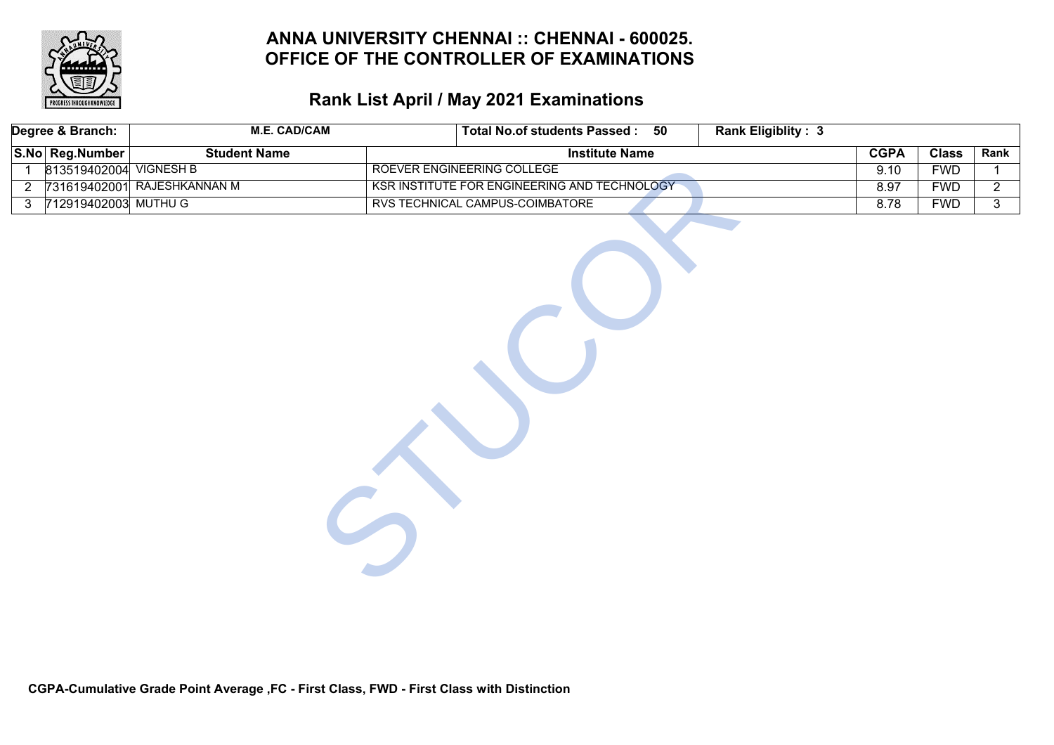# ANNA UNIVERSITY CHENNAI :: CHENNAI - 600025.
# OFFICE OF THE CONTROLLER OF EXAMINATIONS

## Rank List April / May 2021 Examinations

| Degree & Branch: | M.E. CAD/CAM | | Total No.of students Passed : 50 | Rank Eligiblity : 3 | | |
|---|---|---|---|---|---|---|

| S.No | Reg.Number | Student Name | Institute Name | CGPA | Class | Rank |
|---|---|---|---|---|---|---|
| 1 | 813519402004 | VIGNESH B | ROEVER ENGINEERING COLLEGE | 9.10 | FWD | 1 |
| 2 | 731619402001 | RAJESHKANNAN M | KSR INSTITUTE FOR ENGINEERING AND TECHNOLOGY | 8.97 | FWD | 2 |
| 3 | 712919402003 | MUTHU G | RVS TECHNICAL CAMPUS-COIMBATORE | 8.78 | FWD | 3 |

**CGPA-Cumulative Grade Point Average ,FC - First Class, FWD - First Class with Distinction**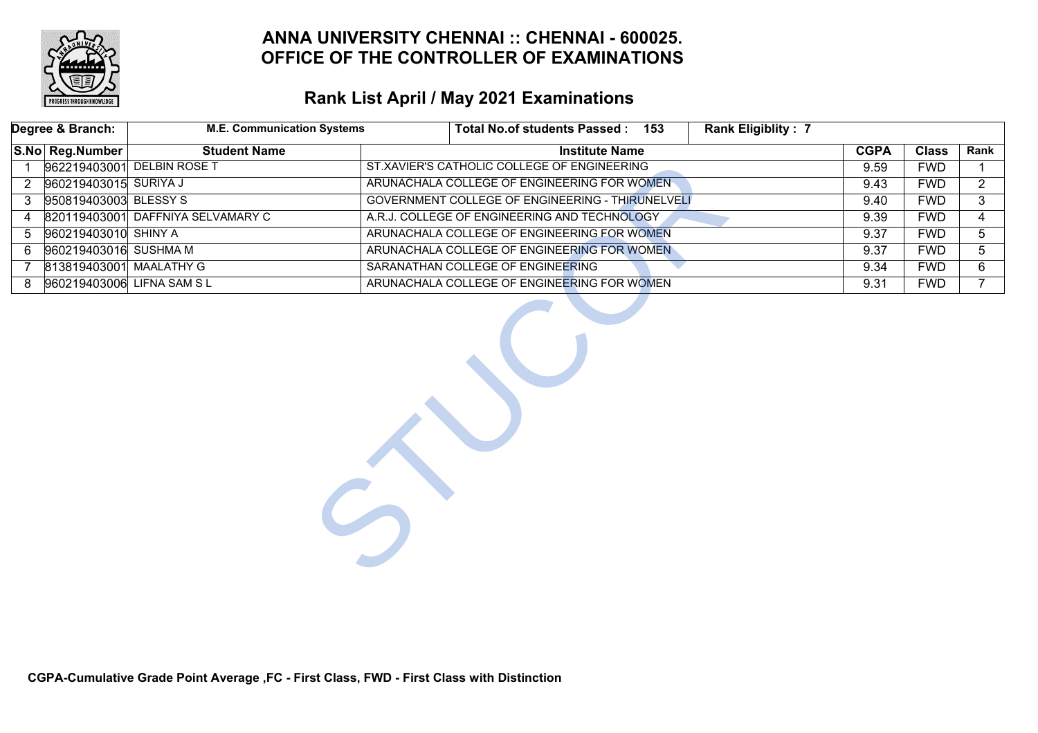# ANNA UNIVERSITY CHENNAI :: CHENNAI - 600025.
# OFFICE OF THE CONTROLLER OF EXAMINATIONS

## Rank List April / May 2021 Examinations

| Degree & Branch: | M.E. Communication Systems | | Total No.of students Passed : 153 | Rank Eligiblity : 7 | | |
|---|---|---|---|---|---|---|

| S.No | Reg.Number | Student Name | Institute Name | CGPA | Class | Rank |
|---|---|---|---|---|---|---|
| 1 | 962219403001 | DELBIN ROSE T | ST.XAVIER'S CATHOLIC COLLEGE OF ENGINEERING | 9.59 | FWD | 1 |
| 2 | 960219403015 | SURIYA J | ARUNACHALA COLLEGE OF ENGINEERING FOR WOMEN | 9.43 | FWD | 2 |
| 3 | 950819403003 | BLESSY S | GOVERNMENT COLLEGE OF ENGINEERING - THIRUNELVELI | 9.40 | FWD | 3 |
| 4 | 820119403001 | DAFFNIYA SELVAMARY C | A.R.J. COLLEGE OF ENGINEERING AND TECHNOLOGY | 9.39 | FWD | 4 |
| 5 | 960219403010 | SHINY A | ARUNACHALA COLLEGE OF ENGINEERING FOR WOMEN | 9.37 | FWD | 5 |
| 6 | 960219403016 | SUSHMA M | ARUNACHALA COLLEGE OF ENGINEERING FOR WOMEN | 9.37 | FWD | 5 |
| 7 | 813819403001 | MAALATHY G | SARANATHAN COLLEGE OF ENGINEERING | 9.34 | FWD | 6 |
| 8 | 960219403006 | LIFNA SAM S L | ARUNACHALA COLLEGE OF ENGINEERING FOR WOMEN | 9.31 | FWD | 7 |

**CGPA-Cumulative Grade Point Average ,FC - First Class, FWD - First Class with Distinction**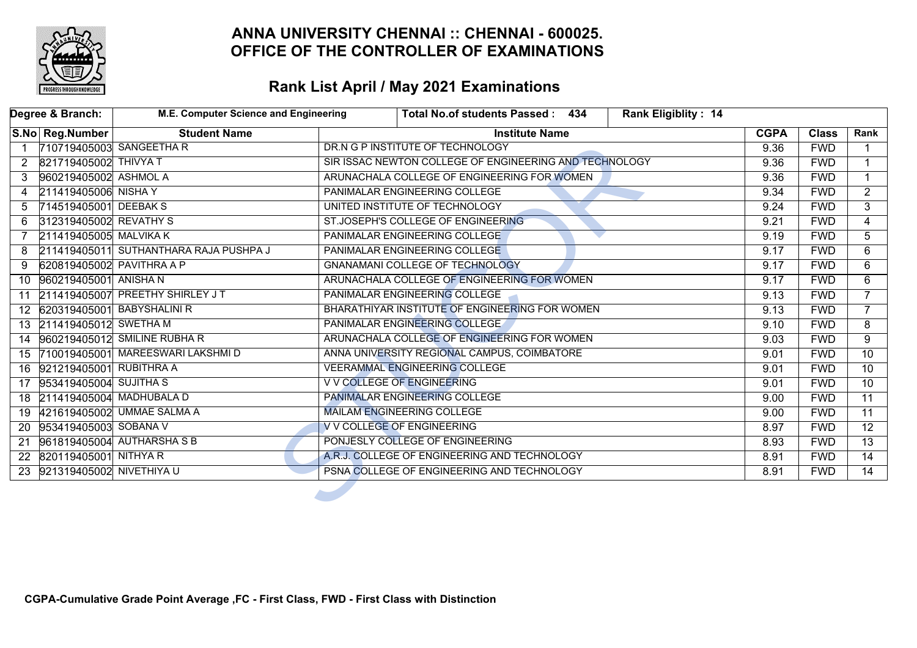# ANNA UNIVERSITY CHENNAI :: CHENNAI - 600025.
# OFFICE OF THE CONTROLLER OF EXAMINATIONS

## Rank List April / May 2021 Examinations

| Degree & Branch: | M.E. Computer Science and Engineering | Total No.of students Passed : 434 | Rank Eligiblity : 14 | | |
|---|---|---|---|---|---|

| S.No | Reg.Number | Student Name | Institute Name | CGPA | Class | Rank |
|---|---|---|---|---|---|---|
| 1 | 710719405003 | SANGEETHA R | DR.N G P INSTITUTE OF TECHNOLOGY | 9.36 | FWD | 1 |
| 2 | 821719405002 | THIVYA T | SIR ISSAC NEWTON COLLEGE OF ENGINEERING AND TECHNOLOGY | 9.36 | FWD | 1 |
| 3 | 960219405002 | ASHMOL A | ARUNACHALA COLLEGE OF ENGINEERING FOR WOMEN | 9.36 | FWD | 1 |
| 4 | 211419405006 | NISHA Y | PANIMALAR ENGINEERING COLLEGE | 9.34 | FWD | 2 |
| 5 | 714519405001 | DEEBAK S | UNITED INSTITUTE OF TECHNOLOGY | 9.24 | FWD | 3 |
| 6 | 312319405002 | REVATHY S | ST.JOSEPH'S COLLEGE OF ENGINEERING | 9.21 | FWD | 4 |
| 7 | 211419405005 | MALVIKA K | PANIMALAR ENGINEERING COLLEGE | 9.19 | FWD | 5 |
| 8 | 211419405011 | SUTHANTHARA RAJA PUSHPA J | PANIMALAR ENGINEERING COLLEGE | 9.17 | FWD | 6 |
| 9 | 620819405002 | PAVITHRA A P | GNANAMANI COLLEGE OF TECHNOLOGY | 9.17 | FWD | 6 |
| 10 | 960219405001 | ANISHA N | ARUNACHALA COLLEGE OF ENGINEERING FOR WOMEN | 9.17 | FWD | 6 |
| 11 | 211419405007 | PREETHY SHIRLEY J T | PANIMALAR ENGINEERING COLLEGE | 9.13 | FWD | 7 |
| 12 | 620319405001 | BABYSHALINI R | BHARATHIYAR INSTITUTE OF ENGINEERING FOR WOMEN | 9.13 | FWD | 7 |
| 13 | 211419405012 | SWETHA M | PANIMALAR ENGINEERING COLLEGE | 9.10 | FWD | 8 |
| 14 | 960219405012 | SMILINE RUBHA R | ARUNACHALA COLLEGE OF ENGINEERING FOR WOMEN | 9.03 | FWD | 9 |
| 15 | 710019405001 | MAREESWARI LAKSHMI D | ANNA UNIVERSITY REGIONAL CAMPUS, COIMBATORE | 9.01 | FWD | 10 |
| 16 | 921219405001 | RUBITHRA A | VEERAMMAL ENGINEERING COLLEGE | 9.01 | FWD | 10 |
| 17 | 953419405004 | SUJITHA S | V V COLLEGE OF ENGINEERING | 9.01 | FWD | 10 |
| 18 | 211419405004 | MADHUBALA D | PANIMALAR ENGINEERING COLLEGE | 9.00 | FWD | 11 |
| 19 | 421619405002 | UMMAE SALMA A | MAILAM ENGINEERING COLLEGE | 9.00 | FWD | 11 |
| 20 | 953419405003 | SOBANA V | V V COLLEGE OF ENGINEERING | 8.97 | FWD | 12 |
| 21 | 961819405004 | AUTHARSHA S B | PONJESLY COLLEGE OF ENGINEERING | 8.93 | FWD | 13 |
| 22 | 820119405001 | NITHYA R | A.R.J. COLLEGE OF ENGINEERING AND TECHNOLOGY | 8.91 | FWD | 14 |
| 23 | 921319405002 | NIVETHIYA U | PSNA COLLEGE OF ENGINEERING AND TECHNOLOGY | 8.91 | FWD | 14 |

**CGPA-Cumulative Grade Point Average ,FC - First Class, FWD - First Class with Distinction**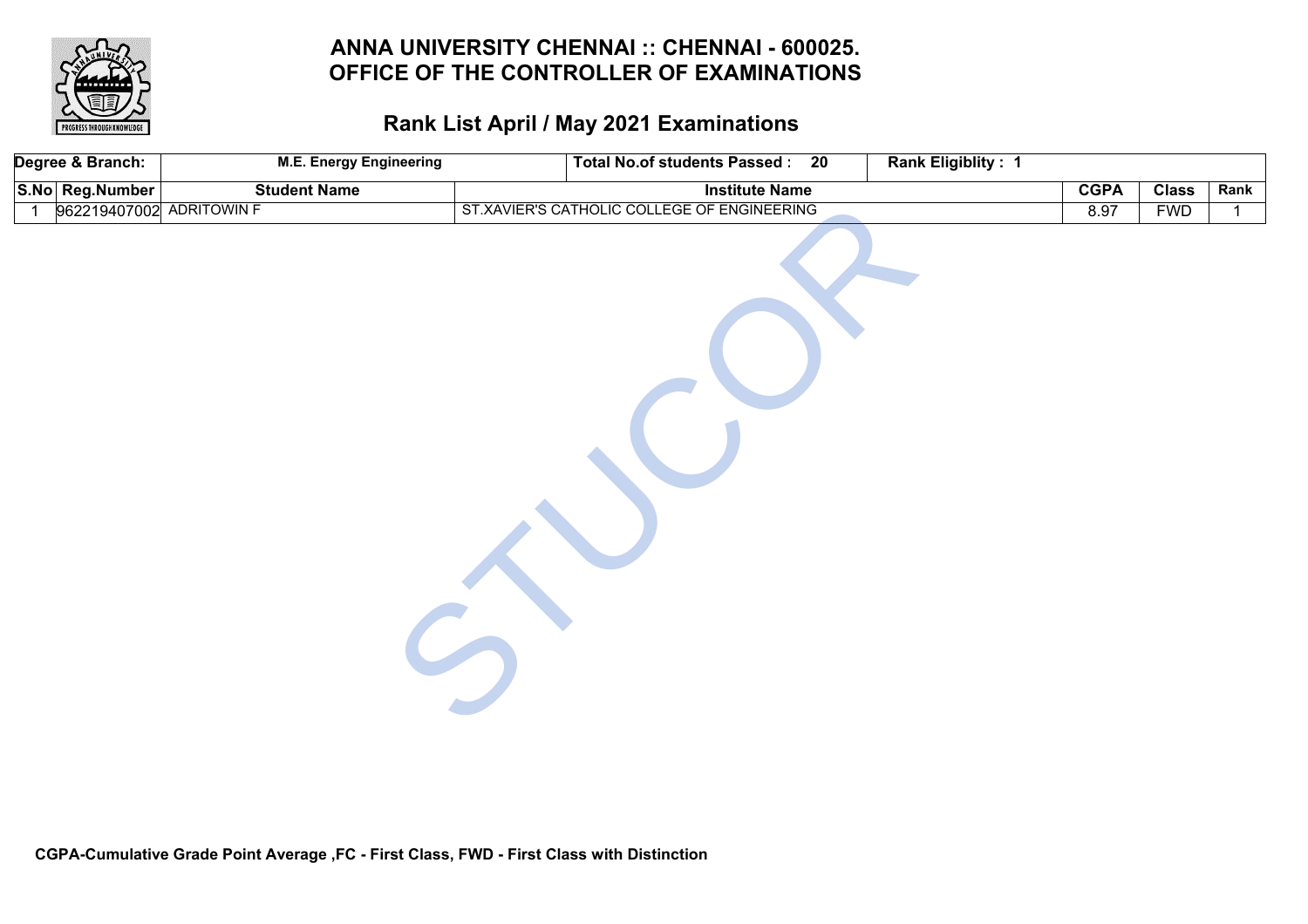# ANNA UNIVERSITY CHENNAI :: CHENNAI - 600025.
# OFFICE OF THE CONTROLLER OF EXAMINATIONS

## Rank List April / May 2021 Examinations

| Degree & Branch: | M.E. Energy Engineering | Total No.of students Passed : 20 | Rank Eligiblity : 1 | | | |
|---|---|---|---|---|---|---|
| **S.No** | **Reg.Number** | **Student Name** | **Institute Name** | **CGPA** | **Class** | **Rank** |
| 1 | 962219407002 | ADRITOWIN F | ST.XAVIER'S CATHOLIC COLLEGE OF ENGINEERING | 8.97 | FWD | 1 |

**CGPA-Cumulative Grade Point Average ,FC - First Class, FWD - First Class with Distinction**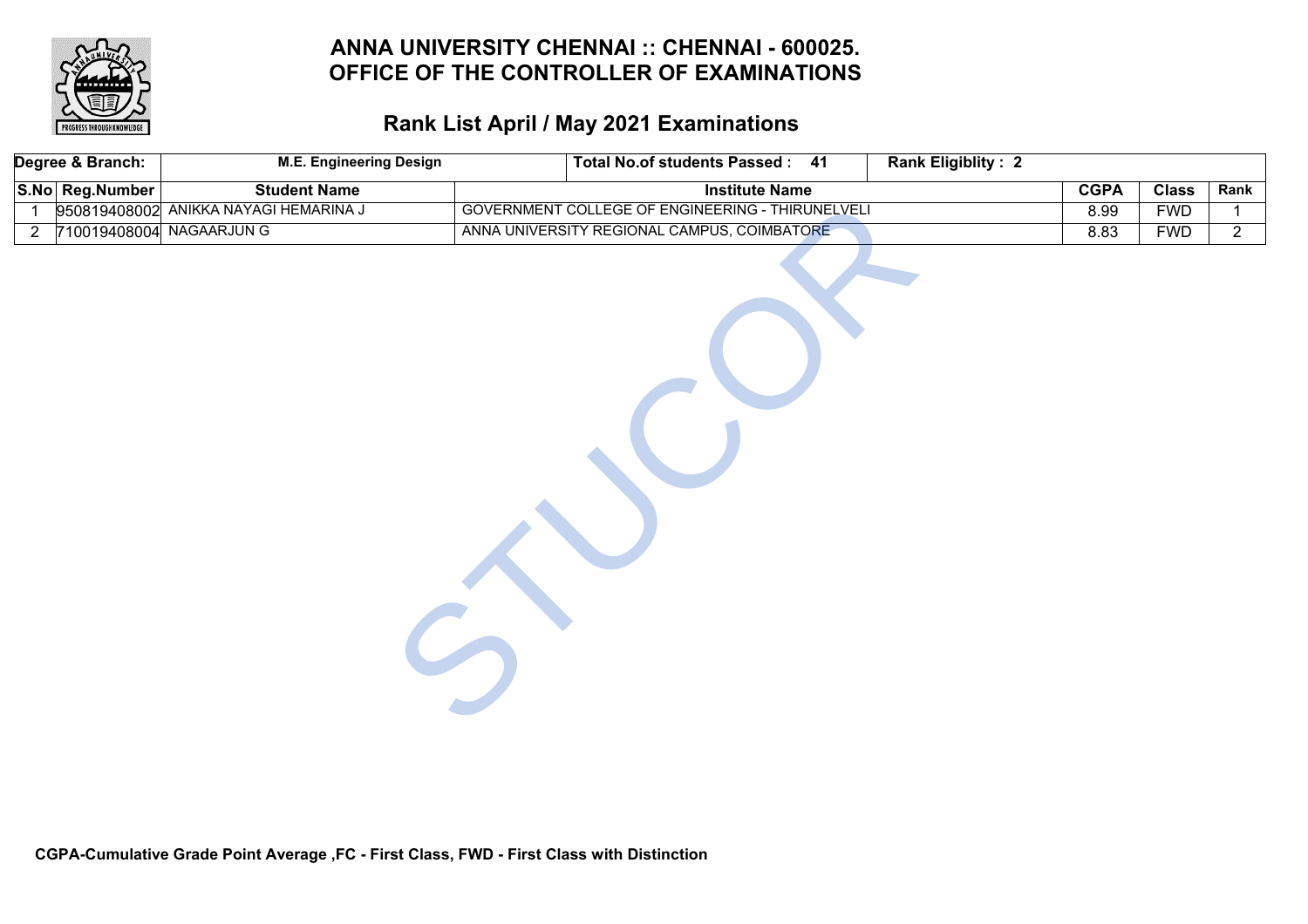# ANNA UNIVERSITY CHENNAI :: CHENNAI - 600025.
# OFFICE OF THE CONTROLLER OF EXAMINATIONS

## Rank List April / May 2021 Examinations

| Degree & Branch: | M.E. Engineering Design | Total No.of students Passed : 41 | Rank Eligiblity : 2 | | | |
|---|---|---|---|---|---|---|
| **S.No** | **Reg.Number** | **Student Name** | **Institute Name** | **CGPA** | **Class** | **Rank** |
| 1 | 950819408002 | ANIKKA NAYAGI HEMARINA J | GOVERNMENT COLLEGE OF ENGINEERING - THIRUNELVELI | 8.99 | FWD | 1 |
| 2 | 710019408004 | NAGAARJUN G | ANNA UNIVERSITY REGIONAL CAMPUS, COIMBATORE | 8.83 | FWD | 2 |

**CGPA-Cumulative Grade Point Average ,FC - First Class, FWD - First Class with Distinction**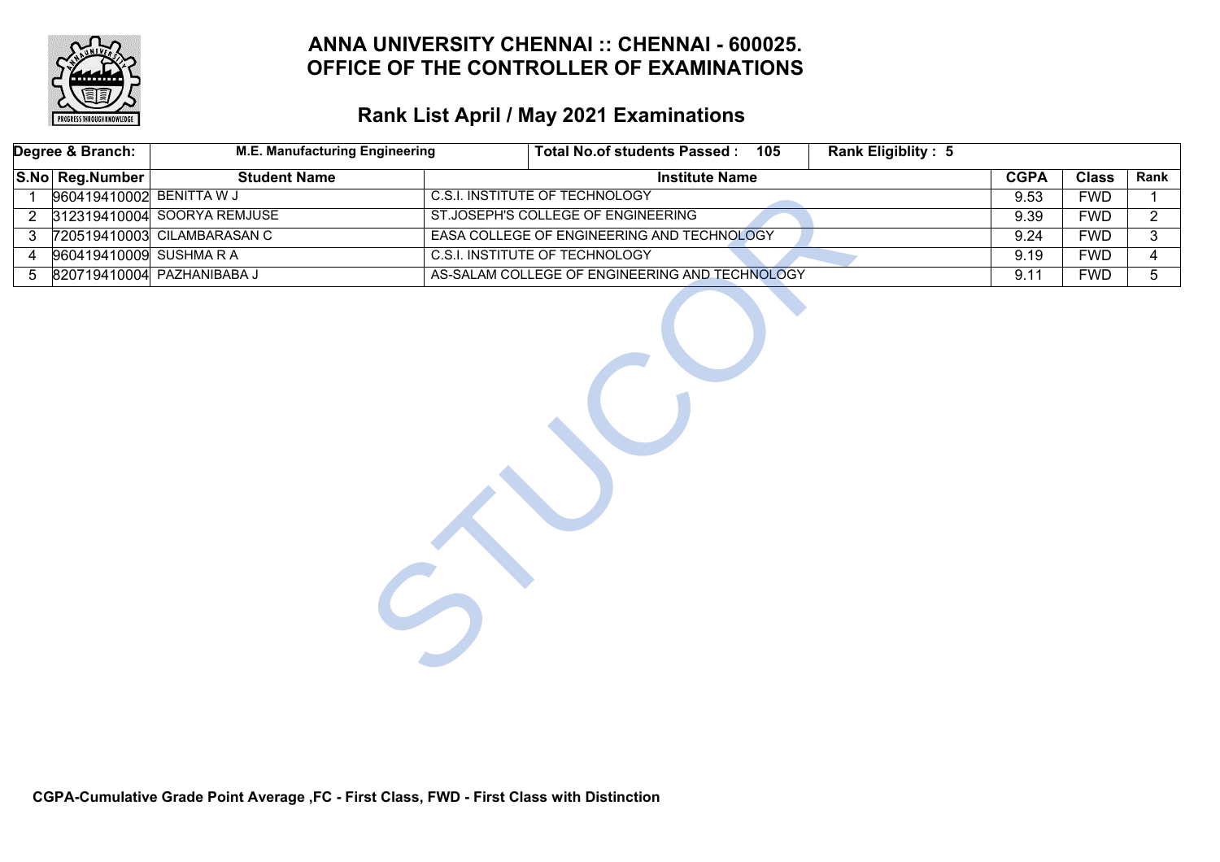# ANNA UNIVERSITY CHENNAI :: CHENNAI - 600025.
# OFFICE OF THE CONTROLLER OF EXAMINATIONS

## Rank List April / May 2021 Examinations

| Degree & Branch: | M.E. Manufacturing Engineering | Total No.of students Passed : 105 | Rank Eligiblity : 5 | | | |
|---|---|---|---|---|---|---|
| **S.No** | **Reg.Number** | **Student Name** | **Institute Name** | **CGPA** | **Class** | **Rank** |
| 1 | 960419410002 | BENITTA W J | C.S.I. INSTITUTE OF TECHNOLOGY | 9.53 | FWD | 1 |
| 2 | 312319410004 | SOORYA REMJUSE | ST.JOSEPH'S COLLEGE OF ENGINEERING | 9.39 | FWD | 2 |
| 3 | 720519410003 | CILAMBARASAN C | EASA COLLEGE OF ENGINEERING AND TECHNOLOGY | 9.24 | FWD | 3 |
| 4 | 960419410009 | SUSHMA R A | C.S.I. INSTITUTE OF TECHNOLOGY | 9.19 | FWD | 4 |
| 5 | 820719410004 | PAZHANIBABA J | AS-SALAM COLLEGE OF ENGINEERING AND TECHNOLOGY | 9.11 | FWD | 5 |

**CGPA-Cumulative Grade Point Average ,FC - First Class, FWD - First Class with Distinction**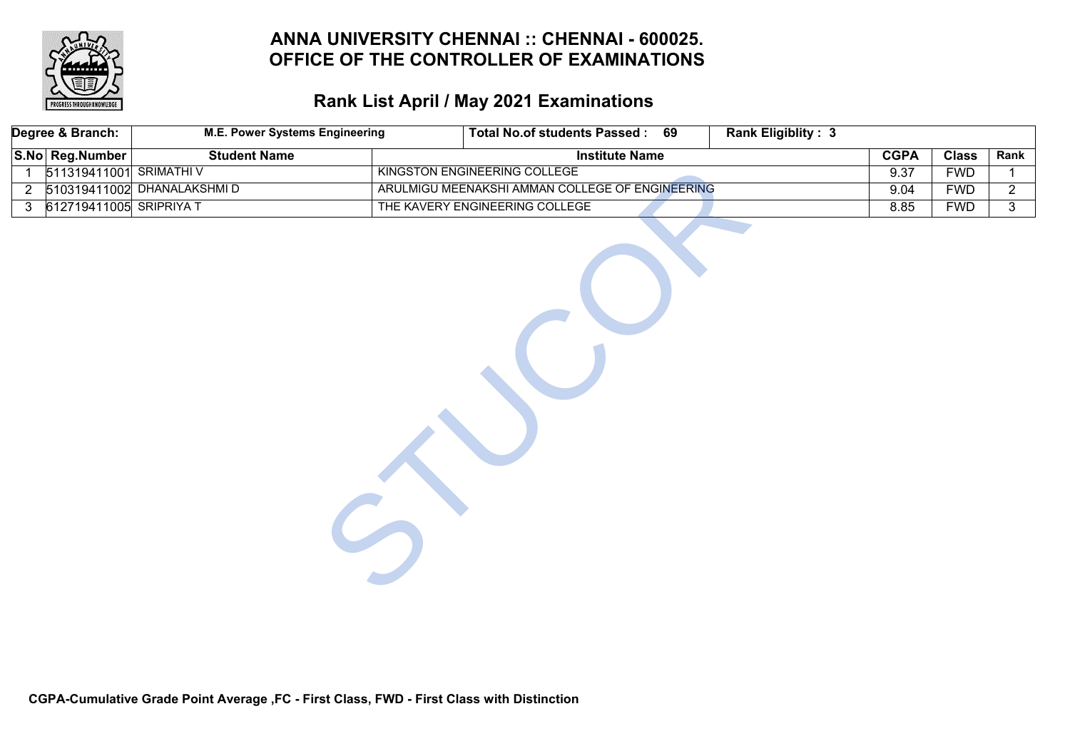# ANNA UNIVERSITY CHENNAI :: CHENNAI - 600025.
# OFFICE OF THE CONTROLLER OF EXAMINATIONS

## Rank List April / May 2021 Examinations

| Degree & Branch: | M.E. Power Systems Engineering | Total No.of students Passed : 69 | Rank Eligiblity : 3 | | | |
|---|---|---|---|---|---|---|
| **S.No** | **Reg.Number** | **Student Name** | **Institute Name** | **CGPA** | **Class** | **Rank** |
| 1 | 511319411001 | SRIMATHI V | KINGSTON ENGINEERING COLLEGE | 9.37 | FWD | 1 |
| 2 | 510319411002 | DHANALAKSHMI D | ARULMIGU MEENAKSHI AMMAN COLLEGE OF ENGINEERING | 9.04 | FWD | 2 |
| 3 | 612719411005 | SRIPRIYA T | THE KAVERY ENGINEERING COLLEGE | 8.85 | FWD | 3 |

**CGPA-Cumulative Grade Point Average ,FC - First Class, FWD - First Class with Distinction**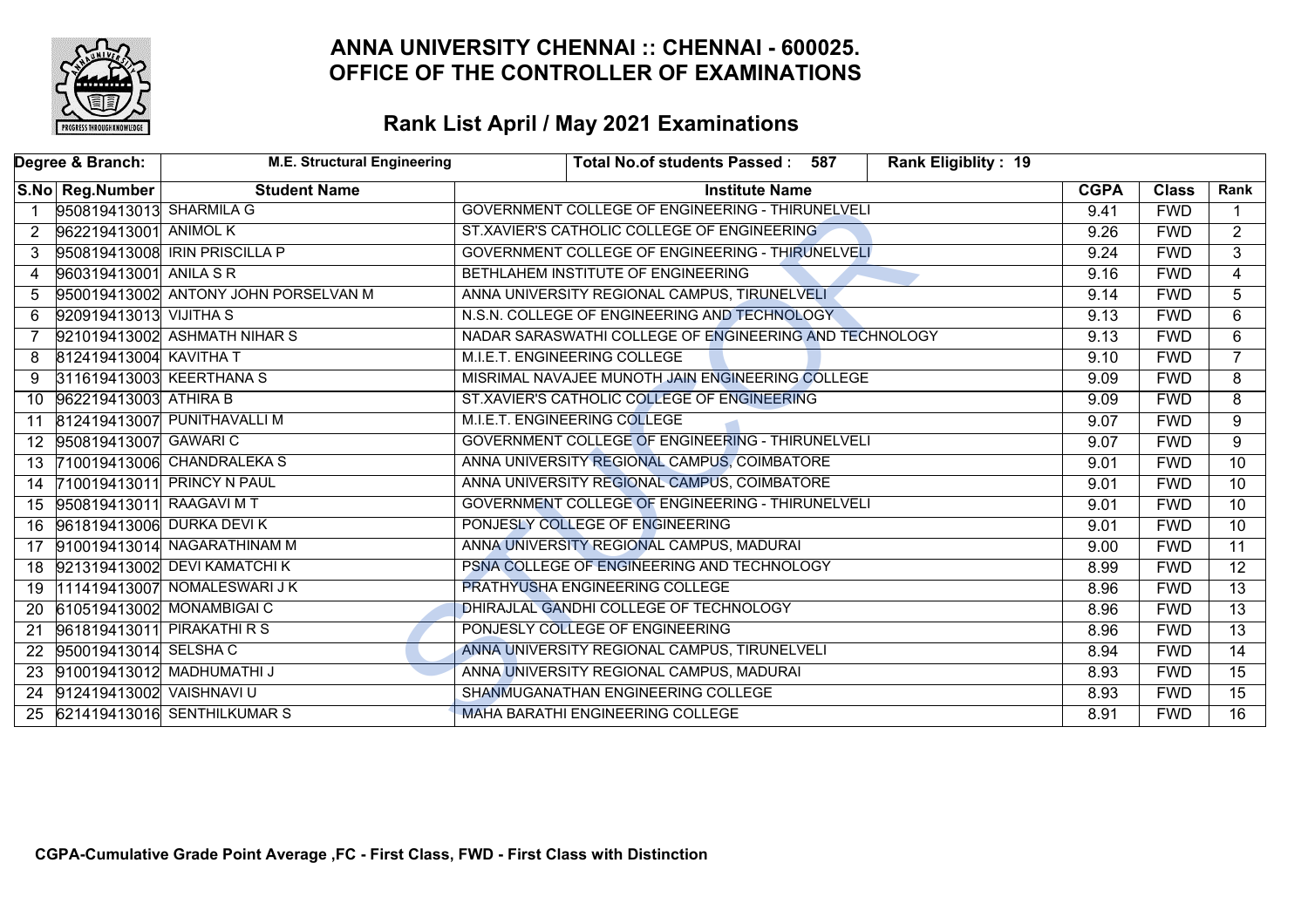# ANNA UNIVERSITY CHENNAI :: CHENNAI - 600025.
# OFFICE OF THE CONTROLLER OF EXAMINATIONS

## Rank List April / May 2021 Examinations

| Degree & Branch: | M.E. Structural Engineering | Total No.of students Passed : 587 | Rank Eligiblity : 19 | | | |
|---|---|---|---|---|---|---|
| **S.No** | **Reg.Number** | **Student Name** | **Institute Name** | **CGPA** | **Class** | **Rank** |
| 1 | 950819413013 | SHARMILA G | GOVERNMENT COLLEGE OF ENGINEERING - THIRUNELVELI | 9.41 | FWD | 1 |
| 2 | 962219413001 | ANIMOL K | ST.XAVIER'S CATHOLIC COLLEGE OF ENGINEERING | 9.26 | FWD | 2 |
| 3 | 950819413008 | IRIN PRISCILLA P | GOVERNMENT COLLEGE OF ENGINEERING - THIRUNELVELI | 9.24 | FWD | 3 |
| 4 | 960319413001 | ANILA S R | BETHLAHEM INSTITUTE OF ENGINEERING | 9.16 | FWD | 4 |
| 5 | 950019413002 | ANTONY JOHN PORSELVAN M | ANNA UNIVERSITY REGIONAL CAMPUS, TIRUNELVELI | 9.14 | FWD | 5 |
| 6 | 920919413013 | VIJITHA S | N.S.N. COLLEGE OF ENGINEERING AND TECHNOLOGY | 9.13 | FWD | 6 |
| 7 | 921019413002 | ASHMATH NIHAR S | NADAR SARASWATHI COLLEGE OF ENGINEERING AND TECHNOLOGY | 9.13 | FWD | 6 |
| 8 | 812419413004 | KAVITHA T | M.I.E.T. ENGINEERING COLLEGE | 9.10 | FWD | 7 |
| 9 | 311619413003 | KEERTHANA S | MISRIMAL NAVAJEE MUNOTH JAIN ENGINEERING COLLEGE | 9.09 | FWD | 8 |
| 10 | 962219413003 | ATHIRA B | ST.XAVIER'S CATHOLIC COLLEGE OF ENGINEERING | 9.09 | FWD | 8 |
| 11 | 812419413007 | PUNITHAVALLI M | M.I.E.T. ENGINEERING COLLEGE | 9.07 | FWD | 9 |
| 12 | 950819413007 | GAWARI C | GOVERNMENT COLLEGE OF ENGINEERING - THIRUNELVELI | 9.07 | FWD | 9 |
| 13 | 710019413006 | CHANDRALEKA S | ANNA UNIVERSITY REGIONAL CAMPUS, COIMBATORE | 9.01 | FWD | 10 |
| 14 | 710019413011 | PRINCY N PAUL | ANNA UNIVERSITY REGIONAL CAMPUS, COIMBATORE | 9.01 | FWD | 10 |
| 15 | 950819413011 | RAAGAVI M T | GOVERNMENT COLLEGE OF ENGINEERING - THIRUNELVELI | 9.01 | FWD | 10 |
| 16 | 961819413006 | DURKA DEVI K | PONJESLY COLLEGE OF ENGINEERING | 9.01 | FWD | 10 |
| 17 | 910019413014 | NAGARATHINAM M | ANNA UNIVERSITY REGIONAL CAMPUS, MADURAI | 9.00 | FWD | 11 |
| 18 | 921319413002 | DEVI KAMATCHI K | PSNA COLLEGE OF ENGINEERING AND TECHNOLOGY | 8.99 | FWD | 12 |
| 19 | 111419413007 | NOMALESWARI J K | PRATHYUSHA ENGINEERING COLLEGE | 8.96 | FWD | 13 |
| 20 | 610519413002 | MONAMBIGAI C | DHIRAJLAL GANDHI COLLEGE OF TECHNOLOGY | 8.96 | FWD | 13 |
| 21 | 961819413011 | PIRAKATHI R S | PONJESLY COLLEGE OF ENGINEERING | 8.96 | FWD | 13 |
| 22 | 950019413014 | SELSHA C | ANNA UNIVERSITY REGIONAL CAMPUS, TIRUNELVELI | 8.94 | FWD | 14 |
| 23 | 910019413012 | MADHUMATHI J | ANNA UNIVERSITY REGIONAL CAMPUS, MADURAI | 8.93 | FWD | 15 |
| 24 | 912419413002 | VAISHNAVI U | SHANMUGANATHAN ENGINEERING COLLEGE | 8.93 | FWD | 15 |
| 25 | 621419413016 | SENTHILKUMAR S | MAHA BARATHI ENGINEERING COLLEGE | 8.91 | FWD | 16 |

**CGPA-Cumulative Grade Point Average ,FC - First Class, FWD - First Class with Distinction**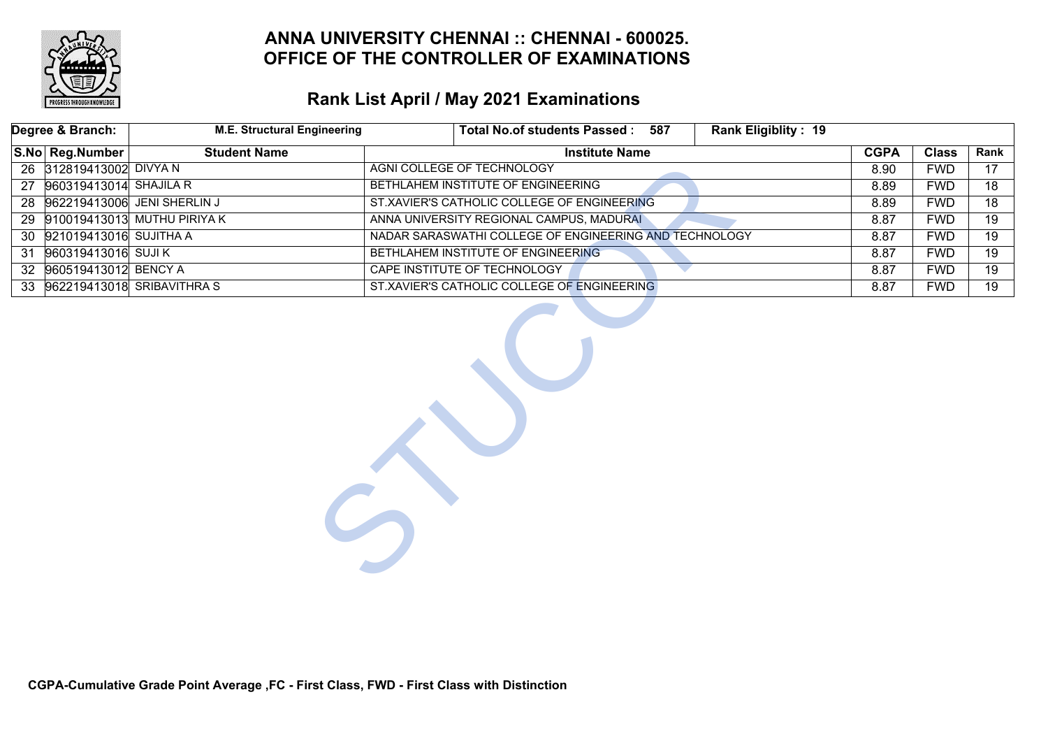# ANNA UNIVERSITY CHENNAI :: CHENNAI - 600025.
# OFFICE OF THE CONTROLLER OF EXAMINATIONS

## Rank List April / May 2021 Examinations

| Degree & Branch: | M.E. Structural Engineering | | Total No.of students Passed : 587 | Rank Eligiblity : 19 | | |
|---|---|---|---|---|---|---|

| S.No | Reg.Number | Student Name | Institute Name | CGPA | Class | Rank |
|---|---|---|---|---|---|---|
| 26 | 312819413002 | DIVYA N | AGNI COLLEGE OF TECHNOLOGY | 8.90 | FWD | 17 |
| 27 | 960319413014 | SHAJILA R | BETHLAHEM INSTITUTE OF ENGINEERING | 8.89 | FWD | 18 |
| 28 | 962219413006 | JENI SHERLIN J | ST.XAVIER'S CATHOLIC COLLEGE OF ENGINEERING | 8.89 | FWD | 18 |
| 29 | 910019413013 | MUTHU PIRIYA K | ANNA UNIVERSITY REGIONAL CAMPUS, MADURAI | 8.87 | FWD | 19 |
| 30 | 921019413016 | SUJITHA A | NADAR SARASWATHI COLLEGE OF ENGINEERING AND TECHNOLOGY | 8.87 | FWD | 19 |
| 31 | 960319413016 | SUJI K | BETHLAHEM INSTITUTE OF ENGINEERING | 8.87 | FWD | 19 |
| 32 | 960519413012 | BENCY A | CAPE INSTITUTE OF TECHNOLOGY | 8.87 | FWD | 19 |
| 33 | 962219413018 | SRIBAVITHRA S | ST.XAVIER'S CATHOLIC COLLEGE OF ENGINEERING | 8.87 | FWD | 19 |

**CGPA-Cumulative Grade Point Average ,FC - First Class, FWD - First Class with Distinction**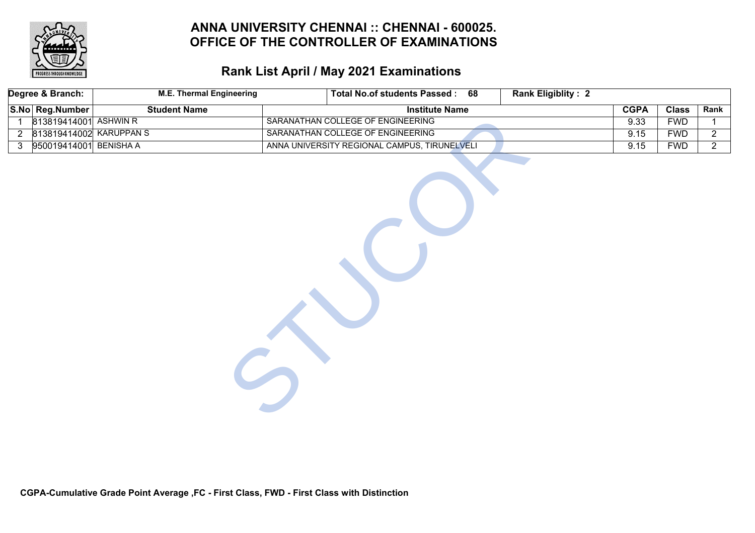# ANNA UNIVERSITY CHENNAI :: CHENNAI - 600025.
# OFFICE OF THE CONTROLLER OF EXAMINATIONS

## Rank List April / May 2021 Examinations

| Degree & Branch: | M.E. Thermal Engineering | Total No.of students Passed : 68 | Rank Eligiblity : 2 | | | |
|---|---|---|---|---|---|---|
| **S.No** | **Reg.Number** | **Student Name** | **Institute Name** | **CGPA** | **Class** | **Rank** |
| 1 | 813819414001 | ASHWIN R | SARANATHAN COLLEGE OF ENGINEERING | 9.33 | FWD | 1 |
| 2 | 813819414002 | KARUPPAN S | SARANATHAN COLLEGE OF ENGINEERING | 9.15 | FWD | 2 |
| 3 | 950019414001 | BENISHA A | ANNA UNIVERSITY REGIONAL CAMPUS, TIRUNELVELI | 9.15 | FWD | 2 |

**CGPA-Cumulative Grade Point Average ,FC - First Class, FWD - First Class with Distinction**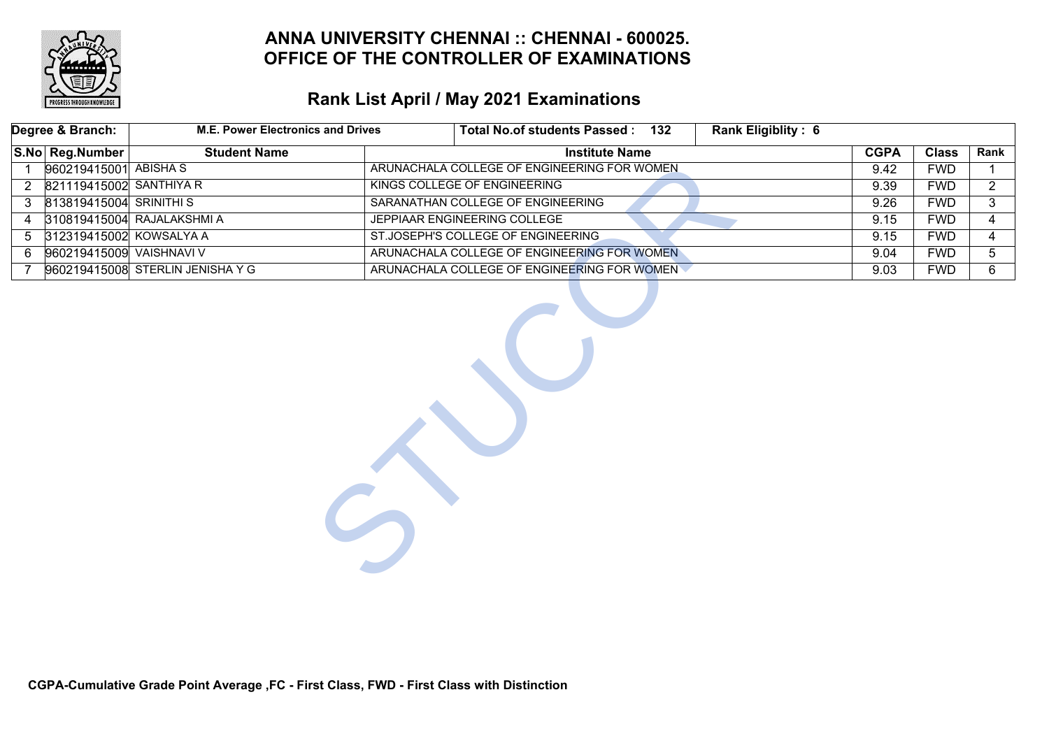# ANNA UNIVERSITY CHENNAI :: CHENNAI - 600025.
# OFFICE OF THE CONTROLLER OF EXAMINATIONS

## Rank List April / May 2021 Examinations

| Degree & Branch: | M.E. Power Electronics and Drives | | Total No.of students Passed : 132 | Rank Eligiblity : 6 | | |
|---|---|---|---|---|---|---|

| S.No | Reg.Number | Student Name | Institute Name | CGPA | Class | Rank |
|---|---|---|---|---|---|---|
| 1 | 960219415001 | ABISHA S | ARUNACHALA COLLEGE OF ENGINEERING FOR WOMEN | 9.42 | FWD | 1 |
| 2 | 821119415002 | SANTHIYA R | KINGS COLLEGE OF ENGINEERING | 9.39 | FWD | 2 |
| 3 | 813819415004 | SRINITHI S | SARANATHAN COLLEGE OF ENGINEERING | 9.26 | FWD | 3 |
| 4 | 310819415004 | RAJALAKSHMI A | JEPPIAAR ENGINEERING COLLEGE | 9.15 | FWD | 4 |
| 5 | 312319415002 | KOWSALYA A | ST.JOSEPH'S COLLEGE OF ENGINEERING | 9.15 | FWD | 4 |
| 6 | 960219415009 | VAISHNAVI V | ARUNACHALA COLLEGE OF ENGINEERING FOR WOMEN | 9.04 | FWD | 5 |
| 7 | 960219415008 | STERLIN JENISHA Y G | ARUNACHALA COLLEGE OF ENGINEERING FOR WOMEN | 9.03 | FWD | 6 |

**CGPA-Cumulative Grade Point Average ,FC - First Class, FWD - First Class with Distinction**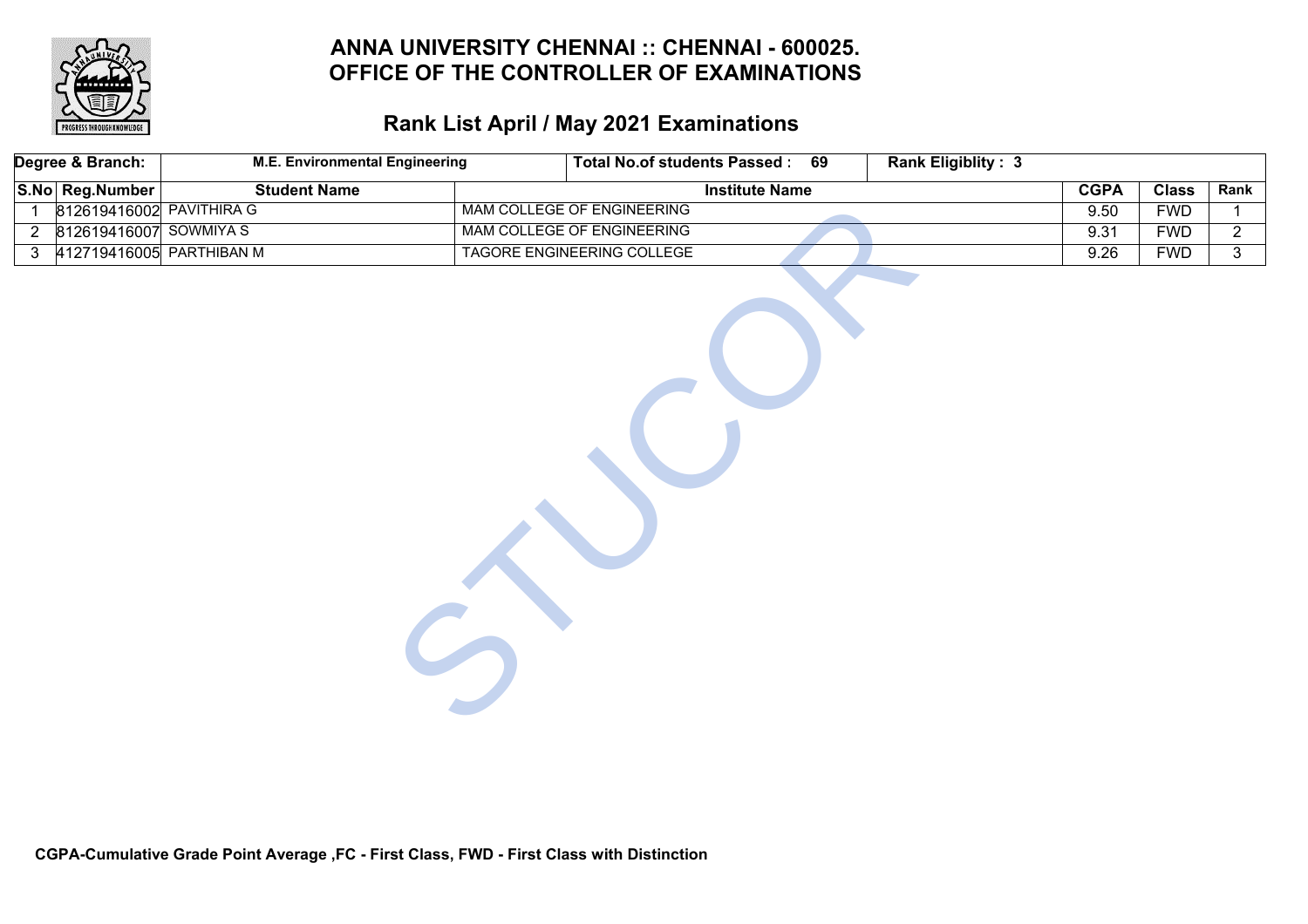# ANNA UNIVERSITY CHENNAI :: CHENNAI - 600025.
# OFFICE OF THE CONTROLLER OF EXAMINATIONS

## Rank List April / May 2021 Examinations

| Degree & Branch: | M.E. Environmental Engineering | | Total No.of students Passed : 69 | Rank Eligiblity : 3 | | |
|---|---|---|---|---|---|---|
| **S.No** | **Reg.Number** | **Student Name** | **Institute Name** | **CGPA** | **Class** | **Rank** |
| 1 | 812619416002 | PAVITHIRA G | MAM COLLEGE OF ENGINEERING | 9.50 | FWD | 1 |
| 2 | 812619416007 | SOWMIYA S | MAM COLLEGE OF ENGINEERING | 9.31 | FWD | 2 |
| 3 | 412719416005 | PARTHIBAN M | TAGORE ENGINEERING COLLEGE | 9.26 | FWD | 3 |

**CGPA-Cumulative Grade Point Average ,FC - First Class, FWD - First Class with Distinction**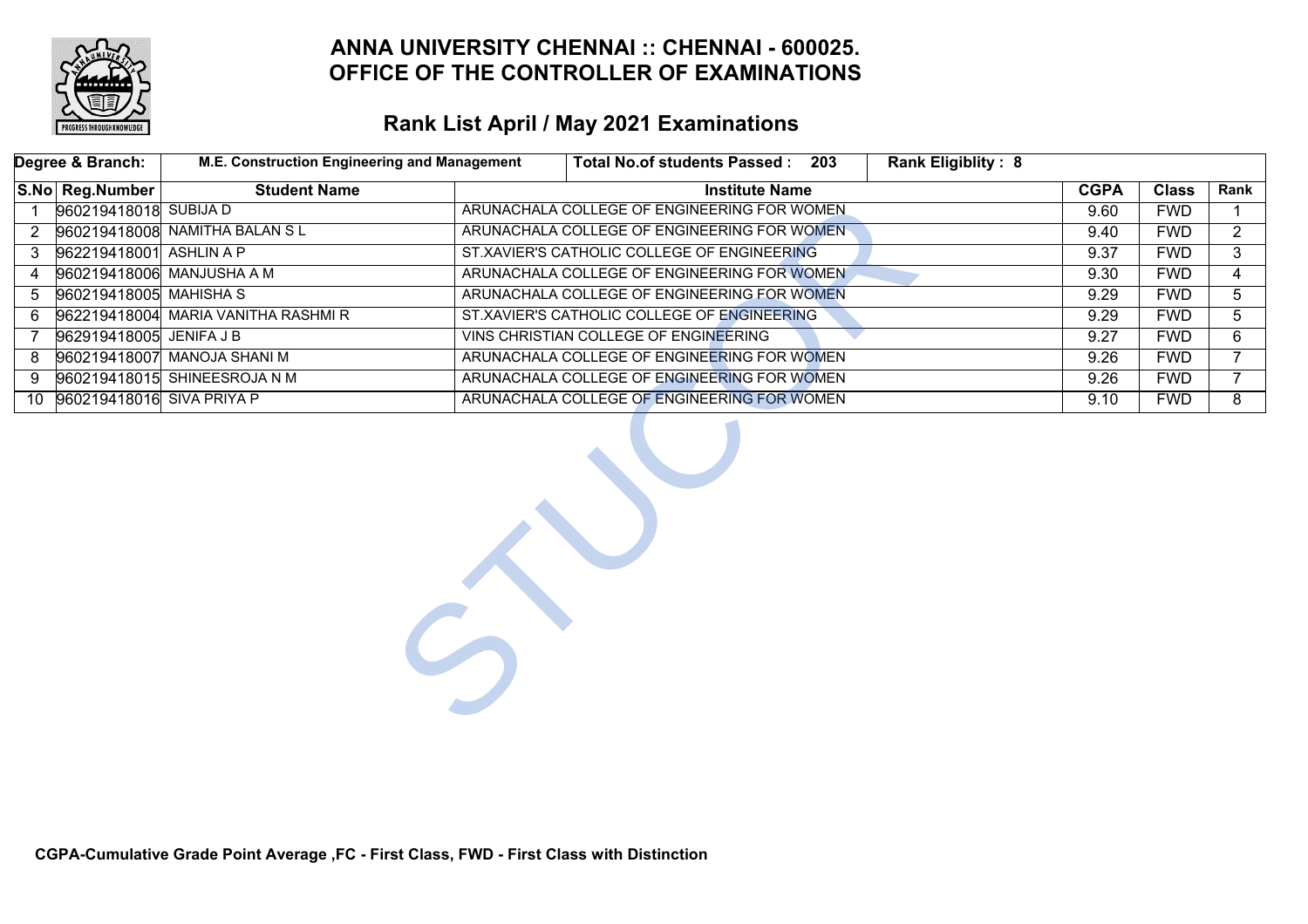# ANNA UNIVERSITY CHENNAI :: CHENNAI - 600025.
# OFFICE OF THE CONTROLLER OF EXAMINATIONS

## Rank List April / May 2021 Examinations

| Degree & Branch: | M.E. Construction Engineering and Management | Total No.of students Passed : 203 | Rank Eligiblity : 8 | | | |
|---|---|---|---|---|---|---|
| **S.No** | **Reg.Number** | **Student Name** | **Institute Name** | **CGPA** | **Class** | **Rank** |
| 1 | 960219418018 | SUBIJA D | ARUNACHALA COLLEGE OF ENGINEERING FOR WOMEN | 9.60 | FWD | 1 |
| 2 | 960219418008 | NAMITHA BALAN S L | ARUNACHALA COLLEGE OF ENGINEERING FOR WOMEN | 9.40 | FWD | 2 |
| 3 | 962219418001 | ASHLIN A P | ST.XAVIER'S CATHOLIC COLLEGE OF ENGINEERING | 9.37 | FWD | 3 |
| 4 | 960219418006 | MANJUSHA A M | ARUNACHALA COLLEGE OF ENGINEERING FOR WOMEN | 9.30 | FWD | 4 |
| 5 | 960219418005 | MAHISHA S | ARUNACHALA COLLEGE OF ENGINEERING FOR WOMEN | 9.29 | FWD | 5 |
| 6 | 962219418004 | MARIA VANITHA RASHMI R | ST.XAVIER'S CATHOLIC COLLEGE OF ENGINEERING | 9.29 | FWD | 5 |
| 7 | 962919418005 | JENIFA J B | VINS CHRISTIAN COLLEGE OF ENGINEERING | 9.27 | FWD | 6 |
| 8 | 960219418007 | MANOJA SHANI M | ARUNACHALA COLLEGE OF ENGINEERING FOR WOMEN | 9.26 | FWD | 7 |
| 9 | 960219418015 | SHINEESROJA N M | ARUNACHALA COLLEGE OF ENGINEERING FOR WOMEN | 9.26 | FWD | 7 |
| 10 | 960219418016 | SIVA PRIYA P | ARUNACHALA COLLEGE OF ENGINEERING FOR WOMEN | 9.10 | FWD | 8 |

**CGPA-Cumulative Grade Point Average ,FC - First Class, FWD - First Class with Distinction**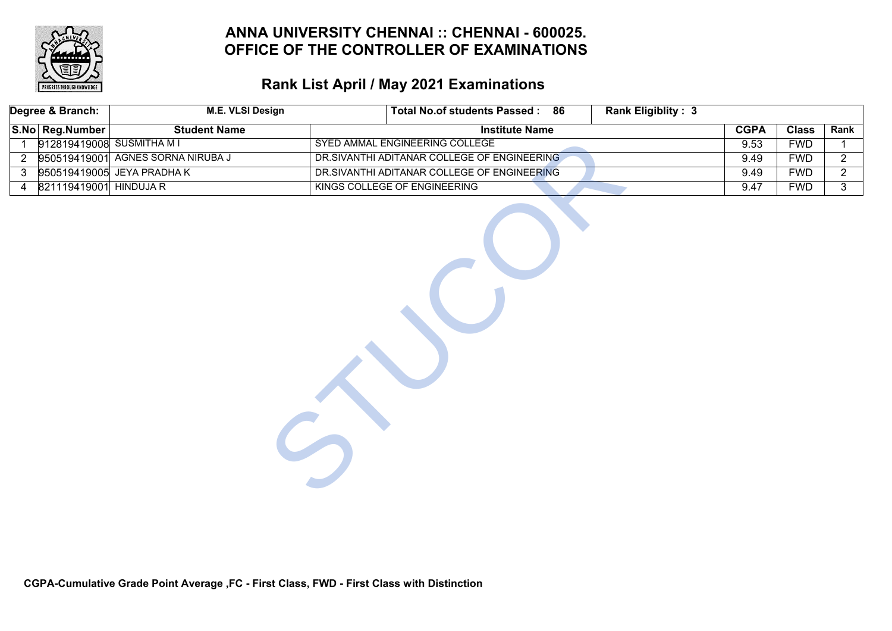# ANNA UNIVERSITY CHENNAI :: CHENNAI - 600025.
# OFFICE OF THE CONTROLLER OF EXAMINATIONS

## Rank List April / May 2021 Examinations

| Degree & Branch: | M.E. VLSI Design | Total No.of students Passed : 86 | Rank Eligiblity : 3 | | | |
|---|---|---|---|---|---|---|
| **S.No** | **Reg.Number** | **Student Name** | **Institute Name** | **CGPA** | **Class** | **Rank** |
| 1 | 912819419008 | SUSMITHA M I | SYED AMMAL ENGINEERING COLLEGE | 9.53 | FWD | 1 |
| 2 | 950519419001 | AGNES SORNA NIRUBA J | DR.SIVANTHI ADITANAR COLLEGE OF ENGINEERING | 9.49 | FWD | 2 |
| 3 | 950519419005 | JEYA PRADHA K | DR.SIVANTHI ADITANAR COLLEGE OF ENGINEERING | 9.49 | FWD | 2 |
| 4 | 821119419001 | HINDUJA R | KINGS COLLEGE OF ENGINEERING | 9.47 | FWD | 3 |

**CGPA-Cumulative Grade Point Average ,FC - First Class, FWD - First Class with Distinction**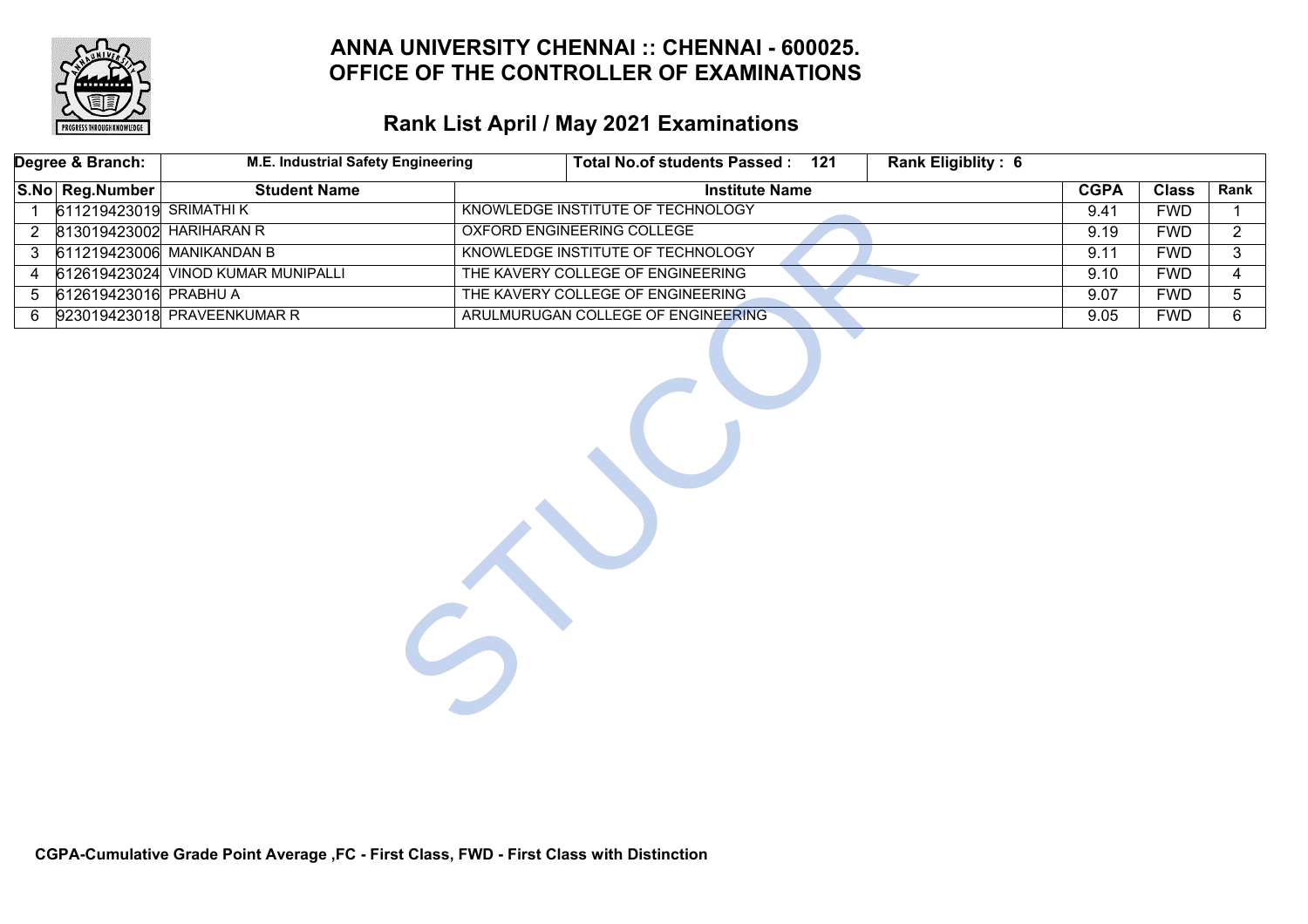# ANNA UNIVERSITY CHENNAI :: CHENNAI - 600025.
# OFFICE OF THE CONTROLLER OF EXAMINATIONS

## Rank List April / May 2021 Examinations

| Degree & Branch: | M.E. Industrial Safety Engineering | | Total No.of students Passed : 121 | Rank Eligiblity : 6 | | |
|---|---|---|---|---|---|---|
| **S.No** | **Reg.Number** | **Student Name** | **Institute Name** | **CGPA** | **Class** | **Rank** |
| 1 | 611219423019 | SRIMATHI K | KNOWLEDGE INSTITUTE OF TECHNOLOGY | 9.41 | FWD | 1 |
| 2 | 813019423002 | HARIHARAN R | OXFORD ENGINEERING COLLEGE | 9.19 | FWD | 2 |
| 3 | 611219423006 | MANIKANDAN B | KNOWLEDGE INSTITUTE OF TECHNOLOGY | 9.11 | FWD | 3 |
| 4 | 612619423024 | VINOD KUMAR MUNIPALLI | THE KAVERY COLLEGE OF ENGINEERING | 9.10 | FWD | 4 |
| 5 | 612619423016 | PRABHU A | THE KAVERY COLLEGE OF ENGINEERING | 9.07 | FWD | 5 |
| 6 | 923019423018 | PRAVEENKUMAR R | ARULMURUGAN COLLEGE OF ENGINEERING | 9.05 | FWD | 6 |

**CGPA-Cumulative Grade Point Average ,FC - First Class, FWD - First Class with Distinction**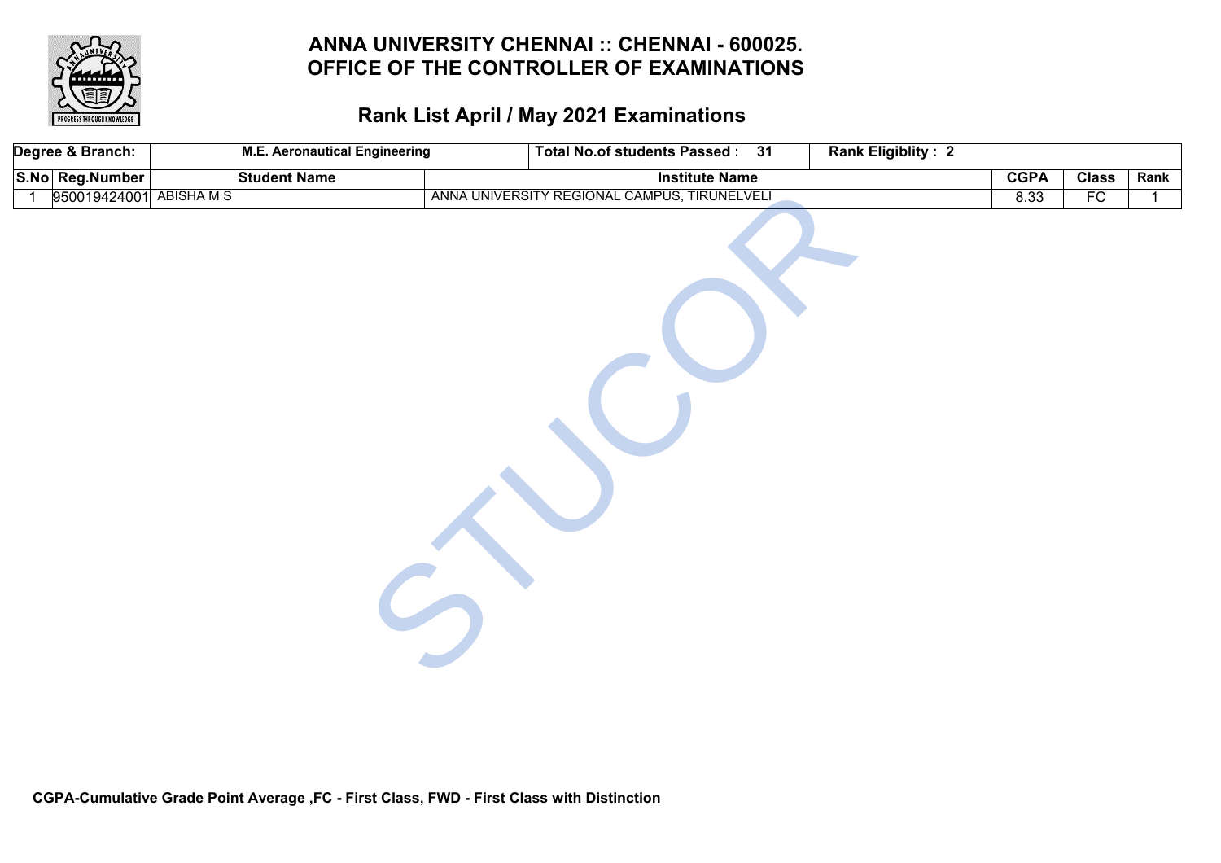# ANNA UNIVERSITY CHENNAI :: CHENNAI - 600025.
# OFFICE OF THE CONTROLLER OF EXAMINATIONS

## Rank List April / May 2021 Examinations

| Degree & Branch: | M.E. Aeronautical Engineering | Total No.of students Passed : 31 | Rank Eligiblity : 2 | | | |
|---|---|---|---|---|---|---|
| **S.No** | **Reg.Number** | **Student Name** | **Institute Name** | **CGPA** | **Class** | **Rank** |
| 1 | 950019424001 | ABISHA M S | ANNA UNIVERSITY REGIONAL CAMPUS, TIRUNELVELI | 8.33 | FC | 1 |

**CGPA-Cumulative Grade Point Average ,FC - First Class, FWD - First Class with Distinction**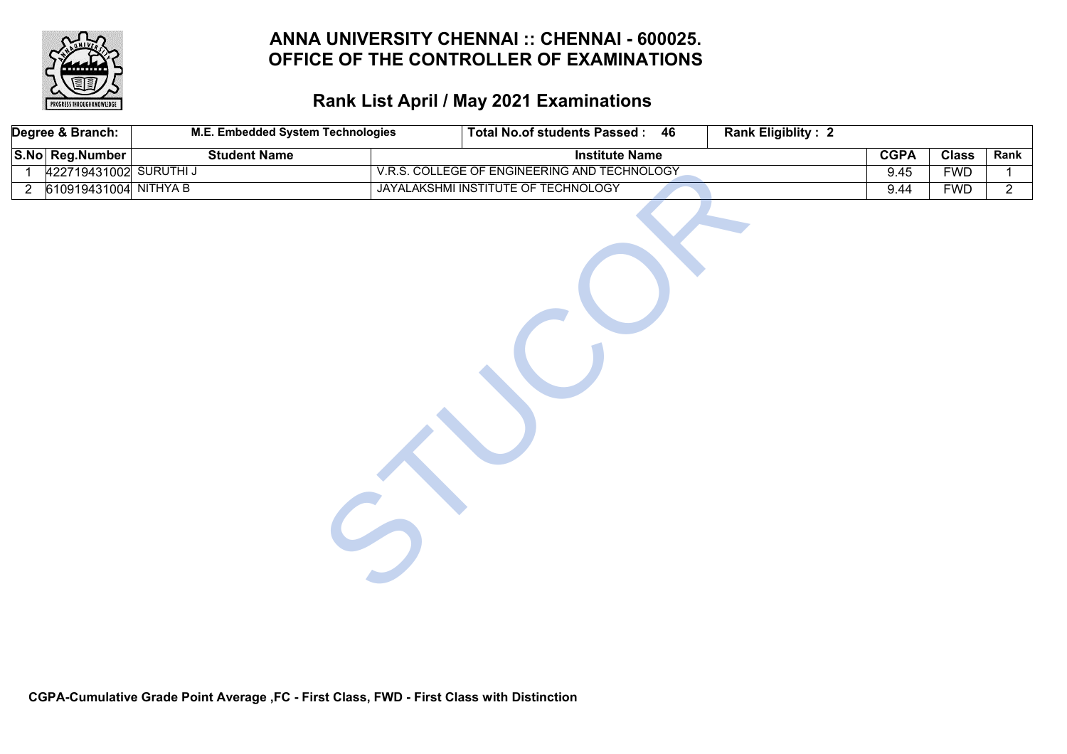# ANNA UNIVERSITY CHENNAI :: CHENNAI - 600025.
# OFFICE OF THE CONTROLLER OF EXAMINATIONS

## Rank List April / May 2021 Examinations

| Degree & Branch: | M.E. Embedded System Technologies | Total No.of students Passed : 46 | Rank Eligiblity : 2 | | | |
|---|---|---|---|---|---|---|
| **S.No** | **Reg.Number** | **Student Name** | **Institute Name** | **CGPA** | **Class** | **Rank** |
| 1 | 422719431002 | SURUTHI J | V.R.S. COLLEGE OF ENGINEERING AND TECHNOLOGY | 9.45 | FWD | 1 |
| 2 | 610919431004 | NITHYA B | JAYALAKSHMI INSTITUTE OF TECHNOLOGY | 9.44 | FWD | 2 |

**CGPA-Cumulative Grade Point Average ,FC - First Class, FWD - First Class with Distinction**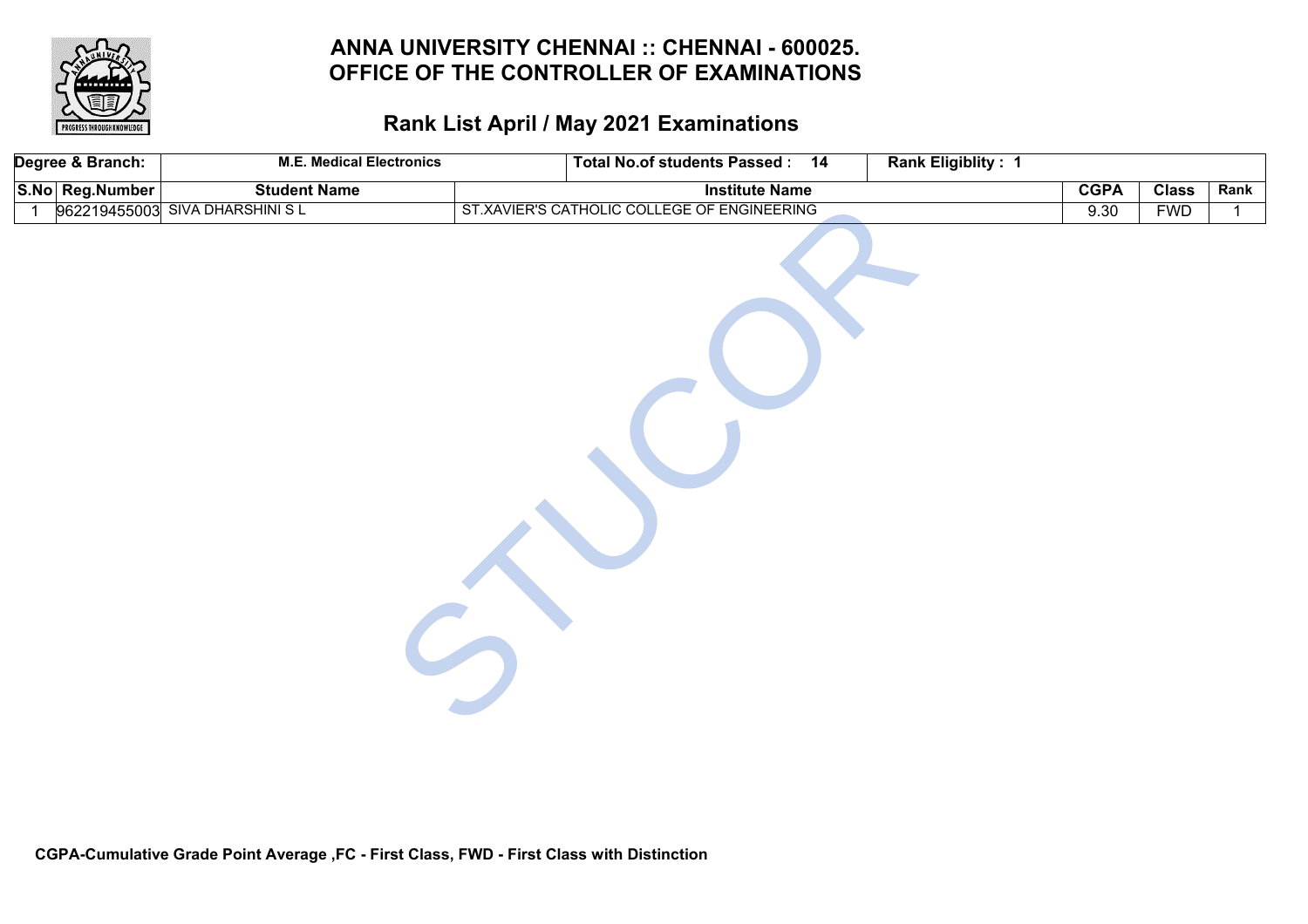# ANNA UNIVERSITY CHENNAI :: CHENNAI - 600025.
# OFFICE OF THE CONTROLLER OF EXAMINATIONS

## Rank List April / May 2021 Examinations

| Degree & Branch: | M.E. Medical Electronics | Total No.of students Passed : 14 | Rank Eligiblity : 1 | | |
|---|---|---|---|---|---|

| S.No | Reg.Number | Student Name | Institute Name | CGPA | Class | Rank |
|---|---|---|---|---|---|---|
| 1 | 962219455003 | SIVA DHARSHINI S L | ST.XAVIER'S CATHOLIC COLLEGE OF ENGINEERING | 9.30 | FWD | 1 |

**CGPA-Cumulative Grade Point Average ,FC - First Class, FWD - First Class with Distinction**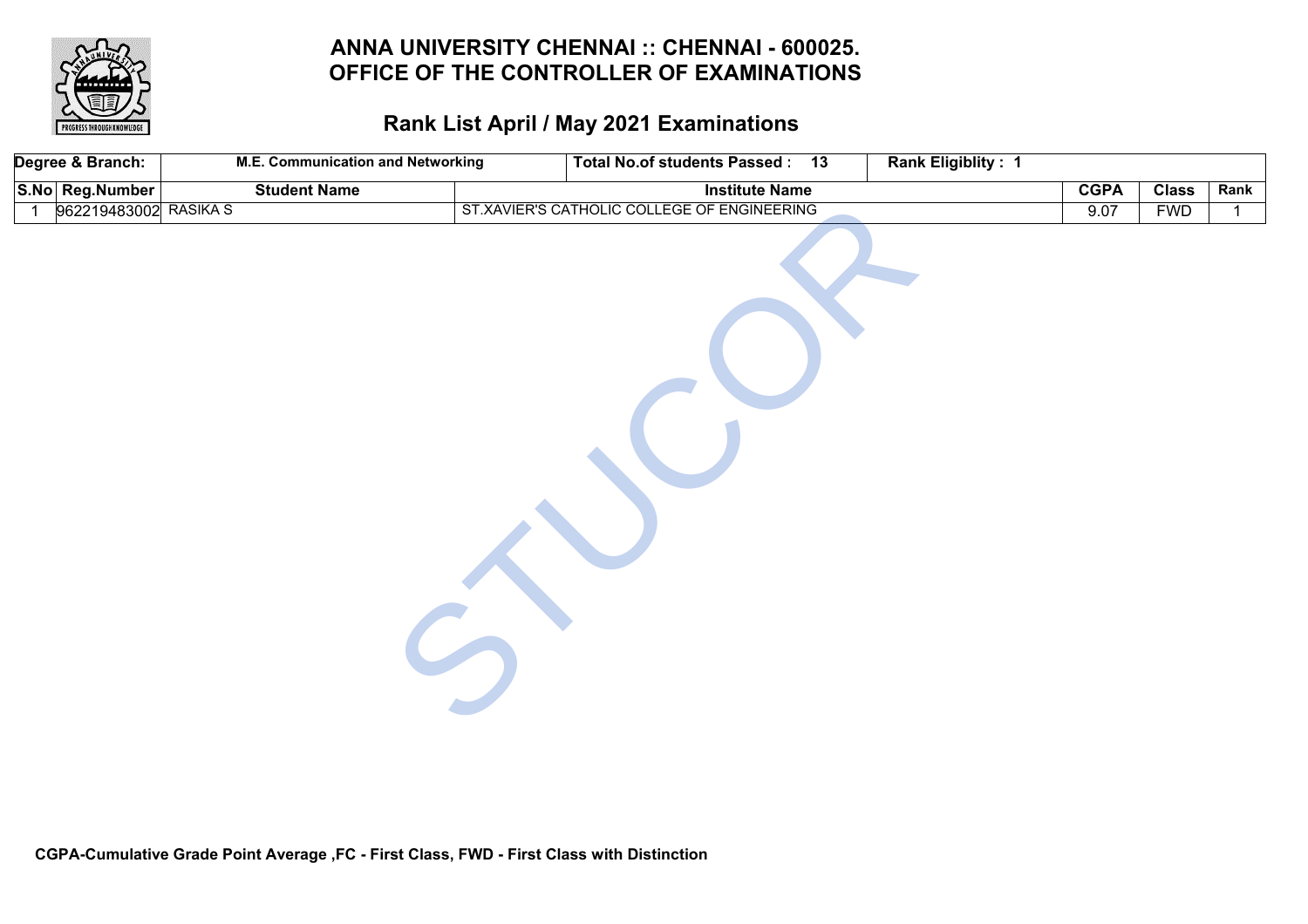# ANNA UNIVERSITY CHENNAI :: CHENNAI - 600025.
# OFFICE OF THE CONTROLLER OF EXAMINATIONS

## Rank List April / May 2021 Examinations

| Degree & Branch: | M.E. Communication and Networking | Total No.of students Passed : 13 | Rank Eligiblity : 1 | | | |
|---|---|---|---|---|---|---|
| **S.No** | **Reg.Number** | **Student Name** | **Institute Name** | **CGPA** | **Class** | **Rank** |
| 1 | 962219483002 | RASIKA S | ST.XAVIER'S CATHOLIC COLLEGE OF ENGINEERING | 9.07 | FWD | 1 |

**CGPA-Cumulative Grade Point Average ,FC - First Class, FWD - First Class with Distinction**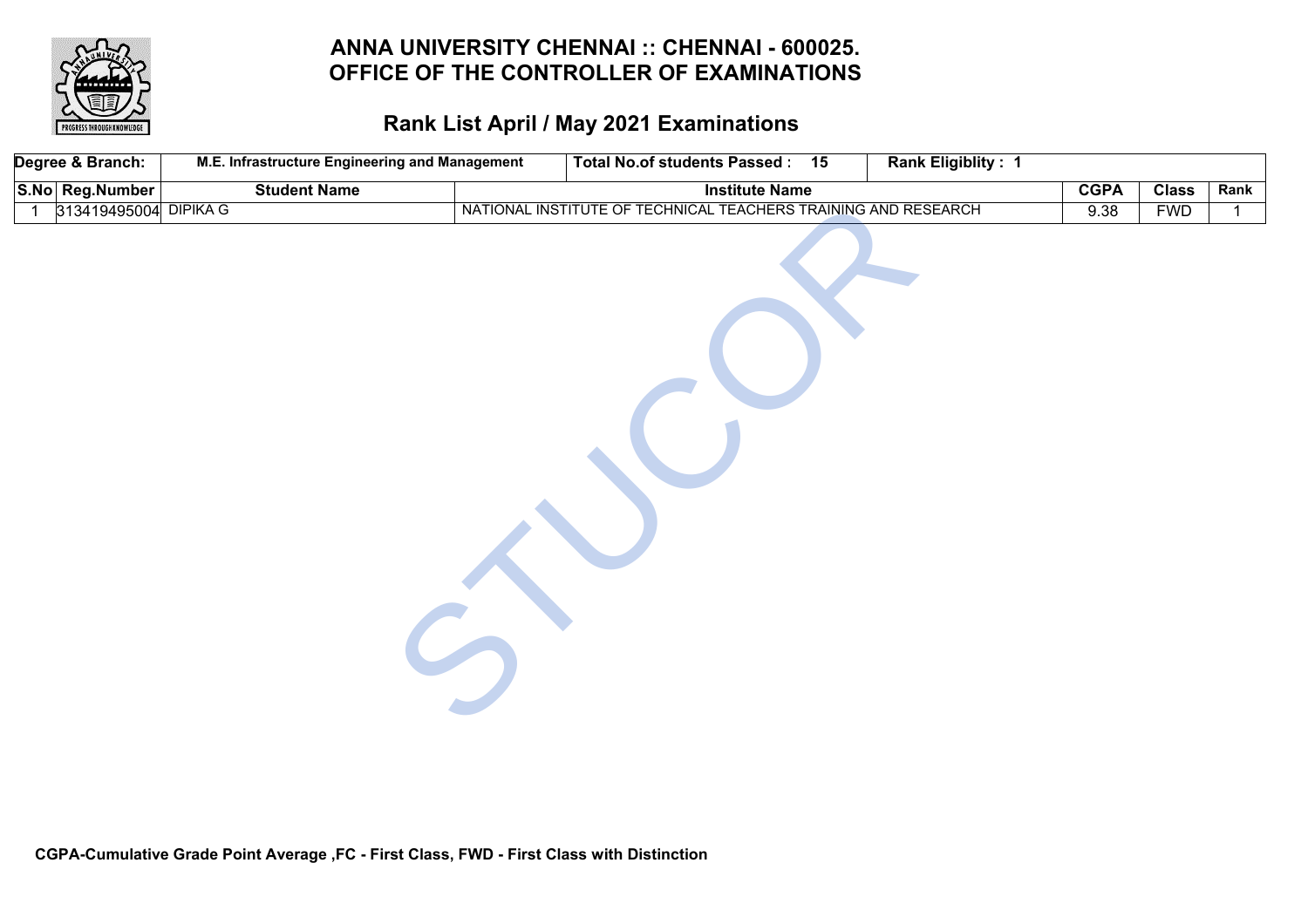# ANNA UNIVERSITY CHENNAI :: CHENNAI - 600025.
# OFFICE OF THE CONTROLLER OF EXAMINATIONS

## Rank List April / May 2021 Examinations

| Degree & Branch: | M.E. Infrastructure Engineering and Management | | Total No.of students Passed : 15 | Rank Eligiblity : 1 | | |
|---|---|---|---|---|---|---|
| **S.No** | **Reg.Number** | **Student Name** | **Institute Name** | **CGPA** | **Class** | **Rank** |
| 1 | 313419495004 | DIPIKA G | NATIONAL INSTITUTE OF TECHNICAL TEACHERS TRAINING AND RESEARCH | 9.38 | FWD | 1 |

**CGPA-Cumulative Grade Point Average ,FC - First Class, FWD - First Class with Distinction**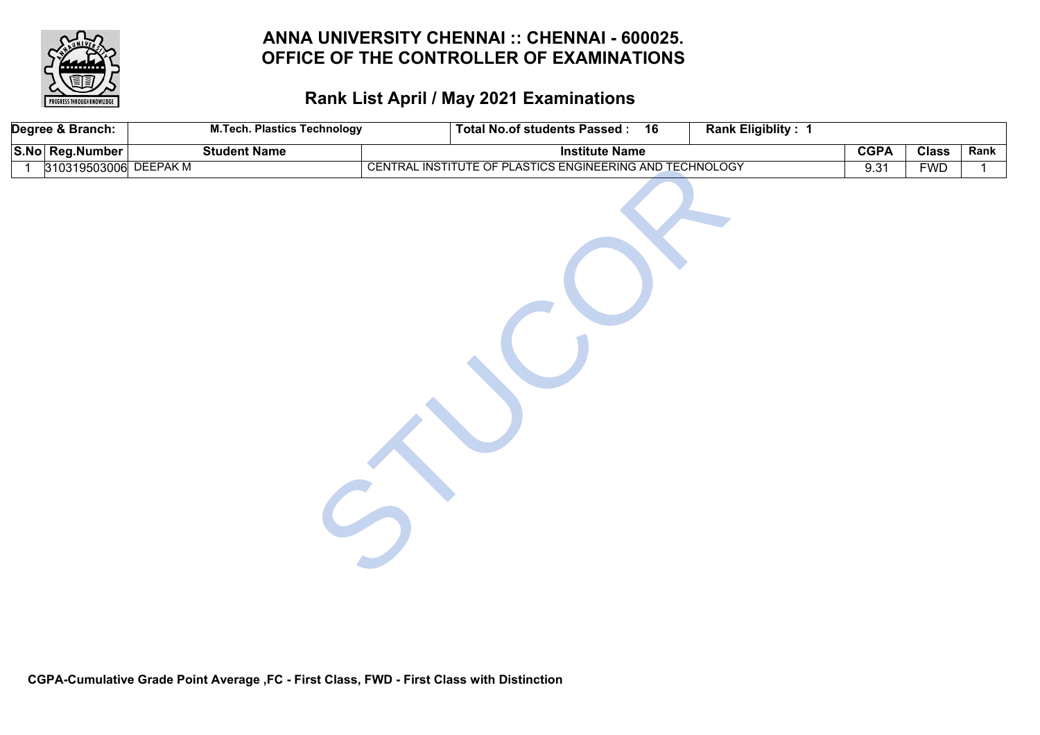# ANNA UNIVERSITY CHENNAI :: CHENNAI - 600025.
# OFFICE OF THE CONTROLLER OF EXAMINATIONS

## Rank List April / May 2021 Examinations

| Degree & Branch: | M.Tech. Plastics Technology | Total No.of students Passed : 16 | Rank Eligiblity : 1 | | | |
|---|---|---|---|---|---|---|
| **S.No** | **Reg.Number** | **Student Name** | **Institute Name** | **CGPA** | **Class** | **Rank** |
| 1 | 310319503006 | DEEPAK M | CENTRAL INSTITUTE OF PLASTICS ENGINEERING AND TECHNOLOGY | 9.31 | FWD | 1 |

**CGPA-Cumulative Grade Point Average ,FC - First Class, FWD - First Class with Distinction**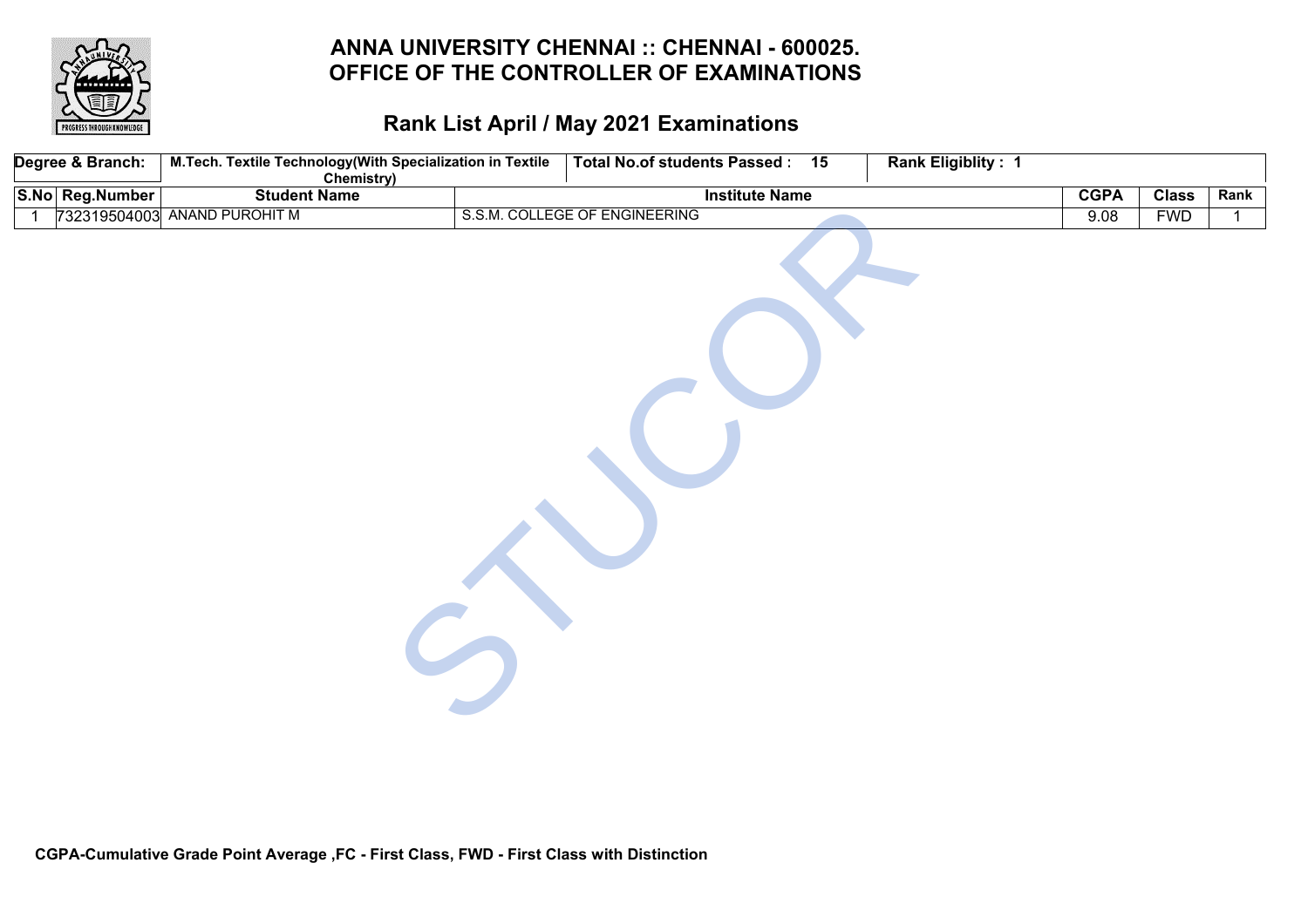# ANNA UNIVERSITY CHENNAI :: CHENNAI - 600025.
# OFFICE OF THE CONTROLLER OF EXAMINATIONS

## Rank List April / May 2021 Examinations

| Degree & Branch: | M.Tech. Textile Technology(With Specialization in Textile Chemistry) | Total No.of students Passed : 15 | Rank Eligiblity : 1 | | | |
|---|---|---|---|---|---|---|
| **S.No** | **Reg.Number** | **Student Name** | **Institute Name** | **CGPA** | **Class** | **Rank** |
| 1 | 732319504003 | ANAND PUROHIT M | S.S.M. COLLEGE OF ENGINEERING | 9.08 | FWD | 1 |

**CGPA-Cumulative Grade Point Average ,FC - First Class, FWD - First Class with Distinction**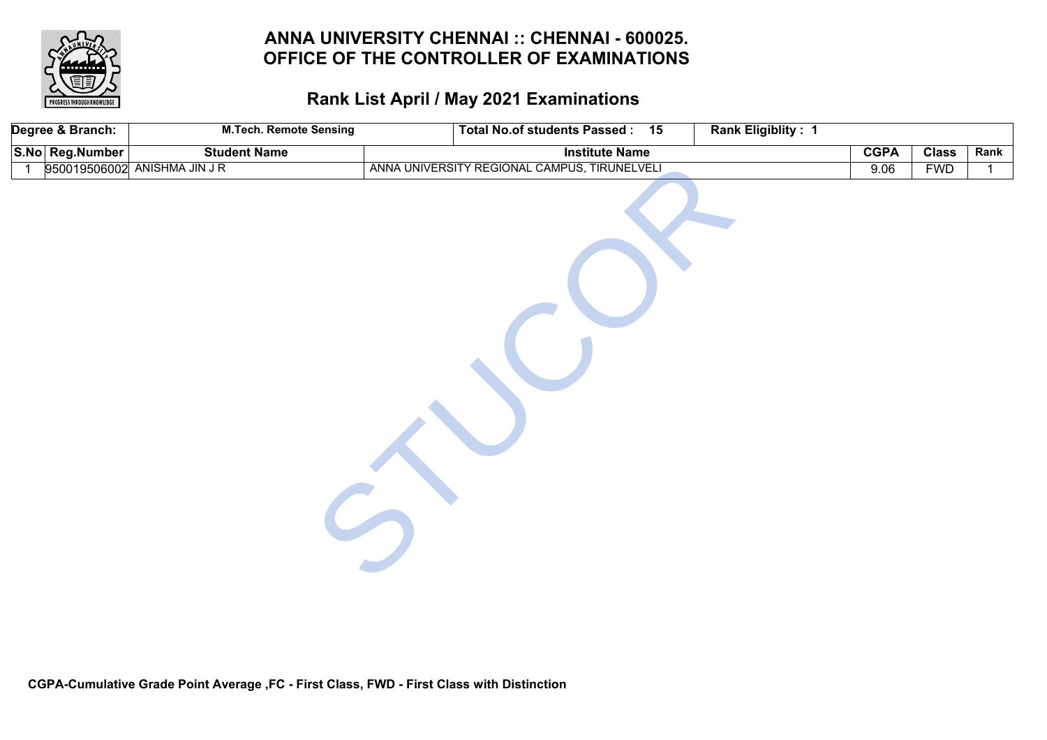# ANNA UNIVERSITY CHENNAI :: CHENNAI - 600025.
# OFFICE OF THE CONTROLLER OF EXAMINATIONS

## Rank List April / May 2021 Examinations

| Degree & Branch: | M.Tech. Remote Sensing | Total No.of students Passed : 15 | Rank Eligiblity : 1 | | | |
|---|---|---|---|---|---|---|
| **S.No** | **Reg.Number** | **Student Name** | **Institute Name** | **CGPA** | **Class** | **Rank** |
| 1 | 950019506002 | ANISHMA JIN J R | ANNA UNIVERSITY REGIONAL CAMPUS, TIRUNELVELI | 9.06 | FWD | 1 |

**CGPA-Cumulative Grade Point Average ,FC - First Class, FWD - First Class with Distinction**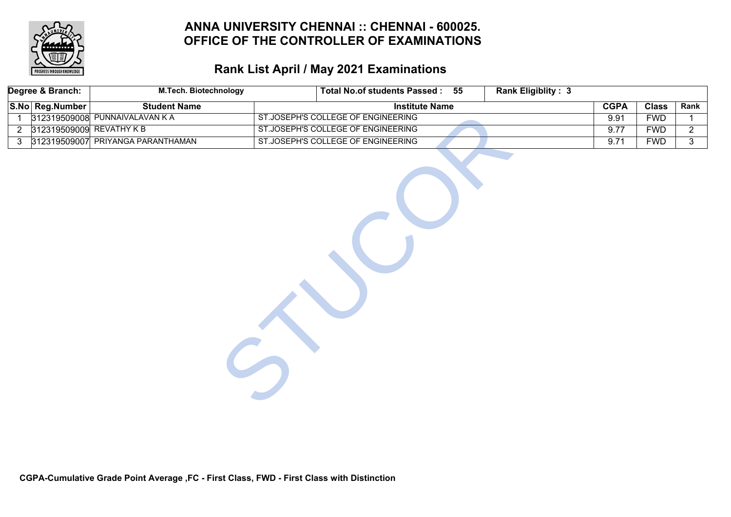# ANNA UNIVERSITY CHENNAI :: CHENNAI - 600025.
# OFFICE OF THE CONTROLLER OF EXAMINATIONS

## Rank List April / May 2021 Examinations

| Degree & Branch: | M.Tech. Biotechnology | Total No.of students Passed : 55 | Rank Eligiblity : 3 | | | |
|---|---|---|---|---|---|---|
| **S.No** | **Reg.Number** | **Student Name** | **Institute Name** | **CGPA** | **Class** | **Rank** |
| 1 | 312319509008 | PUNNAIVALAVAN K A | ST.JOSEPH'S COLLEGE OF ENGINEERING | 9.91 | FWD | 1 |
| 2 | 312319509009 | REVATHY K B | ST.JOSEPH'S COLLEGE OF ENGINEERING | 9.77 | FWD | 2 |
| 3 | 312319509007 | PRIYANGA PARANTHAMAN | ST.JOSEPH'S COLLEGE OF ENGINEERING | 9.71 | FWD | 3 |

**CGPA-Cumulative Grade Point Average ,FC - First Class, FWD - First Class with Distinction**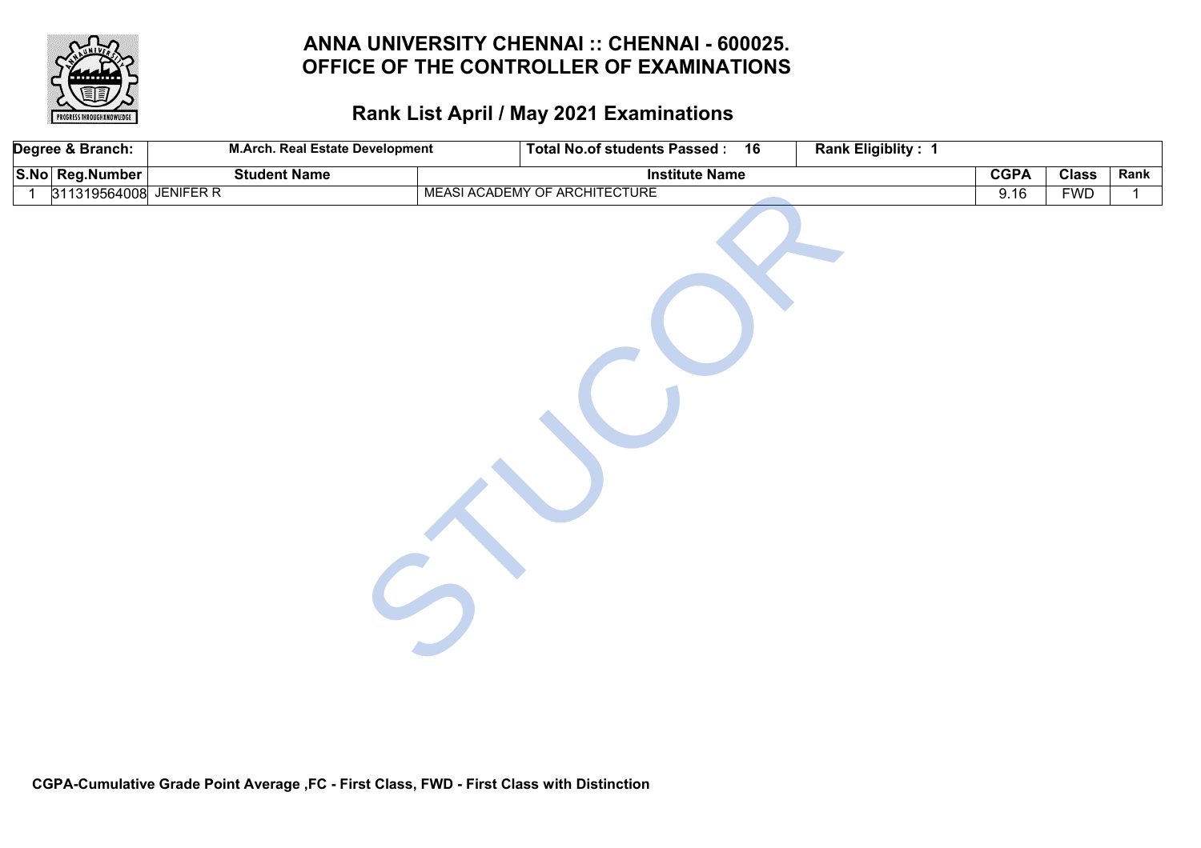# ANNA UNIVERSITY CHENNAI :: CHENNAI - 600025.
# OFFICE OF THE CONTROLLER OF EXAMINATIONS

## Rank List April / May 2021 Examinations

| Degree & Branch: | M.Arch. Real Estate Development | | Total No.of students Passed : 16 | Rank Eligiblity : 1 | | |
|---|---|---|---|---|---|---|
| **S.No** | **Reg.Number** | **Student Name** | **Institute Name** | **CGPA** | **Class** | **Rank** |
| 1 | 311319564008 | JENIFER R | MEASI ACADEMY OF ARCHITECTURE | 9.16 | FWD | 1 |

**CGPA-Cumulative Grade Point Average ,FC - First Class, FWD - First Class with Distinction**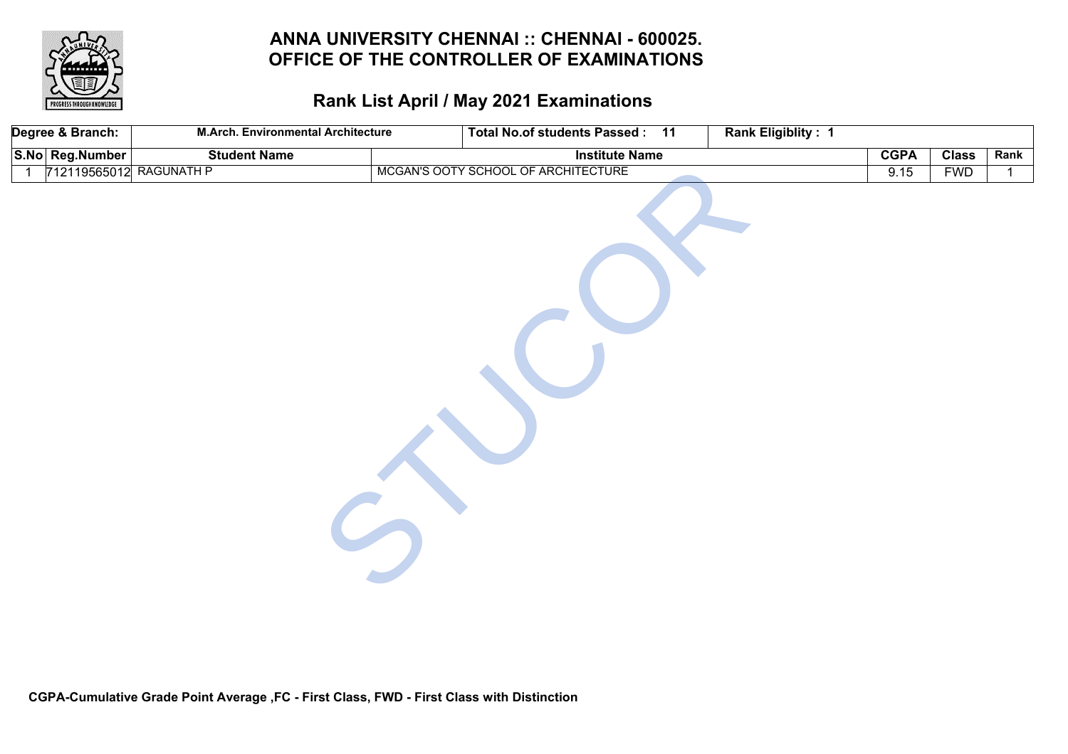# ANNA UNIVERSITY CHENNAI :: CHENNAI - 600025.
# OFFICE OF THE CONTROLLER OF EXAMINATIONS

## Rank List April / May 2021 Examinations

| Degree & Branch: | M.Arch. Environmental Architecture | Total No.of students Passed : 11 | Rank Eligiblity : 1 | | | |
|---|---|---|---|---|---|---|
| **S.No** | **Reg.Number** | **Student Name** | **Institute Name** | **CGPA** | **Class** | **Rank** |
| 1 | 712119565012 | RAGUNATH P | MCGAN'S OOTY SCHOOL OF ARCHITECTURE | 9.15 | FWD | 1 |

**CGPA-Cumulative Grade Point Average ,FC - First Class, FWD - First Class with Distinction**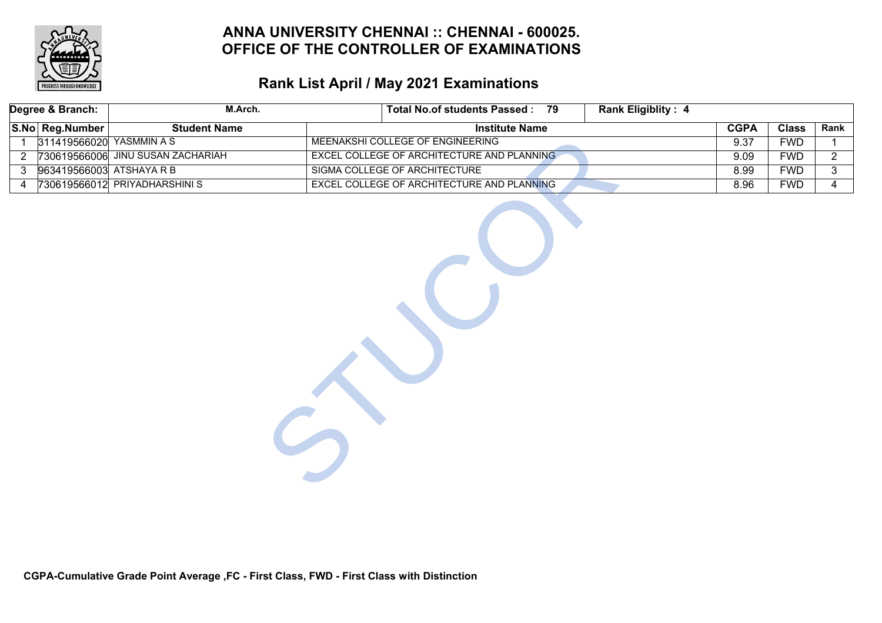# ANNA UNIVERSITY CHENNAI :: CHENNAI - 600025.
# OFFICE OF THE CONTROLLER OF EXAMINATIONS

## Rank List April / May 2021 Examinations

| Degree & Branch: | M.Arch. | | Total No.of students Passed : 79 | Rank Eligiblity : 4 | | |
|---|---|---|---|---|---|---|
| **S.No** | **Reg.Number** | **Student Name** | **Institute Name** | **CGPA** | **Class** | **Rank** |
| 1 | 311419566020 | YASMMIN A S | MEENAKSHI COLLEGE OF ENGINEERING | 9.37 | FWD | 1 |
| 2 | 730619566006 | JINU SUSAN ZACHARIAH | EXCEL COLLEGE OF ARCHITECTURE AND PLANNING | 9.09 | FWD | 2 |
| 3 | 963419566003 | ATSHAYA R B | SIGMA COLLEGE OF ARCHITECTURE | 8.99 | FWD | 3 |
| 4 | 730619566012 | PRIYADHARSHINI S | EXCEL COLLEGE OF ARCHITECTURE AND PLANNING | 8.96 | FWD | 4 |

**CGPA-Cumulative Grade Point Average ,FC - First Class, FWD - First Class with Distinction**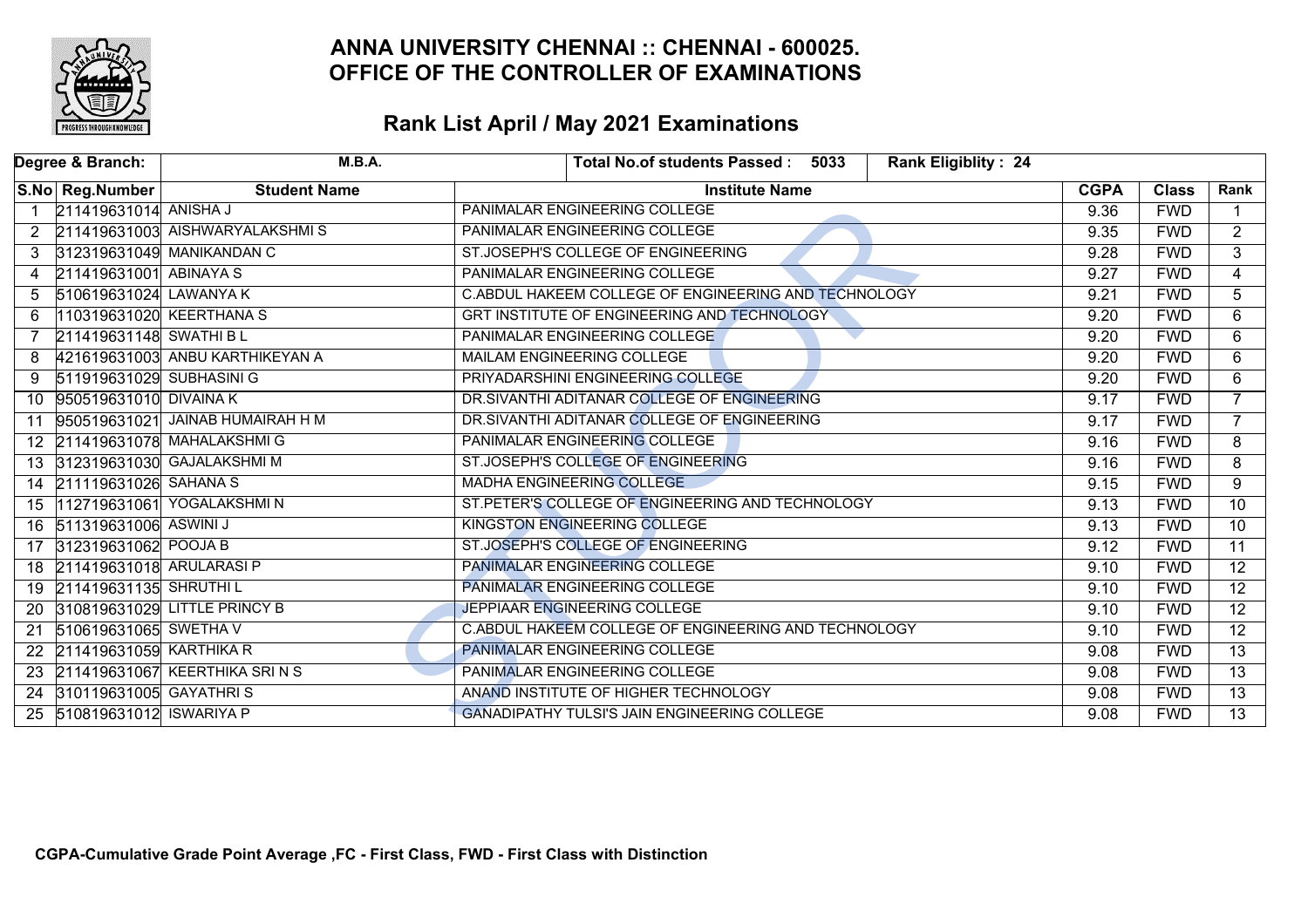# ANNA UNIVERSITY CHENNAI :: CHENNAI - 600025.
# OFFICE OF THE CONTROLLER OF EXAMINATIONS

## Rank List April / May 2021 Examinations

| Degree & Branch: | M.B.A. | Total No.of students Passed : 5033 | Rank Eligiblity : 24 | | | |
|---|---|---|---|---|---|---|
| **S.No** | **Reg.Number** | **Student Name** | **Institute Name** | **CGPA** | **Class** | **Rank** |
| 1 | 211419631014 | ANISHA J | PANIMALAR ENGINEERING COLLEGE | 9.36 | FWD | 1 |
| 2 | 211419631003 | AISHWARYALAKSHMI S | PANIMALAR ENGINEERING COLLEGE | 9.35 | FWD | 2 |
| 3 | 312319631049 | MANIKANDAN C | ST.JOSEPH'S COLLEGE OF ENGINEERING | 9.28 | FWD | 3 |
| 4 | 211419631001 | ABINAYA S | PANIMALAR ENGINEERING COLLEGE | 9.27 | FWD | 4 |
| 5 | 510619631024 | LAWANYA K | C.ABDUL HAKEEM COLLEGE OF ENGINEERING AND TECHNOLOGY | 9.21 | FWD | 5 |
| 6 | 110319631020 | KEERTHANA S | GRT INSTITUTE OF ENGINEERING AND TECHNOLOGY | 9.20 | FWD | 6 |
| 7 | 211419631148 | SWATHI B L | PANIMALAR ENGINEERING COLLEGE | 9.20 | FWD | 6 |
| 8 | 421619631003 | ANBU KARTHIKEYAN A | MAILAM ENGINEERING COLLEGE | 9.20 | FWD | 6 |
| 9 | 511919631029 | SUBHASINI G | PRIYADARSHINI ENGINEERING COLLEGE | 9.20 | FWD | 6 |
| 10 | 950519631010 | DIVAINA K | DR.SIVANTHI ADITANAR COLLEGE OF ENGINEERING | 9.17 | FWD | 7 |
| 11 | 950519631021 | JAINAB HUMAIRAH H M | DR.SIVANTHI ADITANAR COLLEGE OF ENGINEERING | 9.17 | FWD | 7 |
| 12 | 211419631078 | MAHALAKSHMI G | PANIMALAR ENGINEERING COLLEGE | 9.16 | FWD | 8 |
| 13 | 312319631030 | GAJALAKSHMI M | ST.JOSEPH'S COLLEGE OF ENGINEERING | 9.16 | FWD | 8 |
| 14 | 211119631026 | SAHANA S | MADHA ENGINEERING COLLEGE | 9.15 | FWD | 9 |
| 15 | 112719631061 | YOGALAKSHMI N | ST.PETER'S COLLEGE OF ENGINEERING AND TECHNOLOGY | 9.13 | FWD | 10 |
| 16 | 511319631006 | ASWINI J | KINGSTON ENGINEERING COLLEGE | 9.13 | FWD | 10 |
| 17 | 312319631062 | POOJA B | ST.JOSEPH'S COLLEGE OF ENGINEERING | 9.12 | FWD | 11 |
| 18 | 211419631018 | ARULARASI P | PANIMALAR ENGINEERING COLLEGE | 9.10 | FWD | 12 |
| 19 | 211419631135 | SHRUTHI L | PANIMALAR ENGINEERING COLLEGE | 9.10 | FWD | 12 |
| 20 | 310819631029 | LITTLE PRINCY B | JEPPIAAR ENGINEERING COLLEGE | 9.10 | FWD | 12 |
| 21 | 510619631065 | SWETHA V | C.ABDUL HAKEEM COLLEGE OF ENGINEERING AND TECHNOLOGY | 9.10 | FWD | 12 |
| 22 | 211419631059 | KARTHIKA R | PANIMALAR ENGINEERING COLLEGE | 9.08 | FWD | 13 |
| 23 | 211419631067 | KEERTHIKA SRI N S | PANIMALAR ENGINEERING COLLEGE | 9.08 | FWD | 13 |
| 24 | 310119631005 | GAYATHRI S | ANAND INSTITUTE OF HIGHER TECHNOLOGY | 9.08 | FWD | 13 |
| 25 | 510819631012 | ISWARIYA P | GANADIPATHY TULSI'S JAIN ENGINEERING COLLEGE | 9.08 | FWD | 13 |

**CGPA-Cumulative Grade Point Average ,FC - First Class, FWD - First Class with Distinction**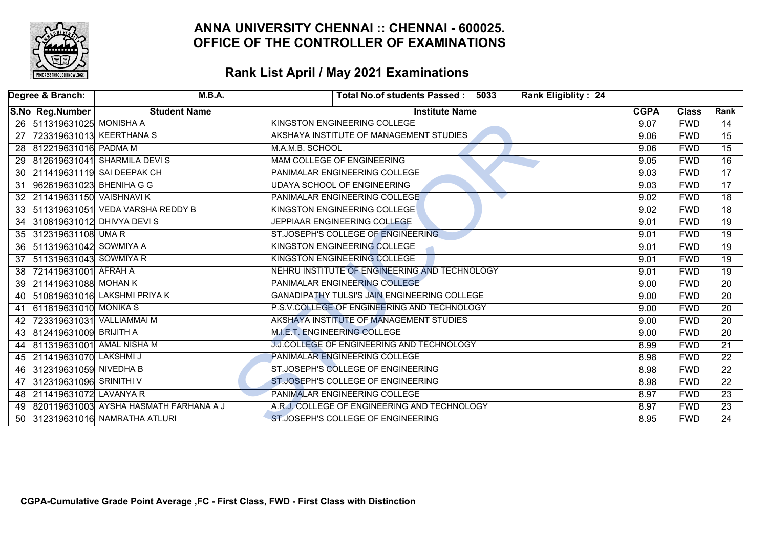# ANNA UNIVERSITY CHENNAI :: CHENNAI - 600025.
# OFFICE OF THE CONTROLLER OF EXAMINATIONS

## Rank List April / May 2021 Examinations

| Degree & Branch: | M.B.A. | Total No.of students Passed : 5033 | Rank Eligiblity : 24 | | | |
|---|---|---|---|---|---|---|
| **S.No** | **Reg.Number** | **Student Name** | **Institute Name** | **CGPA** | **Class** | **Rank** |
| 26 | 511319631025 | MONISHA A | KINGSTON ENGINEERING COLLEGE | 9.07 | FWD | 14 |
| 27 | 723319631013 | KEERTHANA S | AKSHAYA INSTITUTE OF MANAGEMENT STUDIES | 9.06 | FWD | 15 |
| 28 | 812219631016 | PADMA M | M.A.M.B. SCHOOL | 9.06 | FWD | 15 |
| 29 | 812619631041 | SHARMILA DEVI S | MAM COLLEGE OF ENGINEERING | 9.05 | FWD | 16 |
| 30 | 211419631119 | SAI DEEPAK CH | PANIMALAR ENGINEERING COLLEGE | 9.03 | FWD | 17 |
| 31 | 962619631023 | BHENIHA G G | UDAYA SCHOOL OF ENGINEERING | 9.03 | FWD | 17 |
| 32 | 211419631150 | VAISHNAVI K | PANIMALAR ENGINEERING COLLEGE | 9.02 | FWD | 18 |
| 33 | 511319631051 | VEDA VARSHA REDDY B | KINGSTON ENGINEERING COLLEGE | 9.02 | FWD | 18 |
| 34 | 310819631012 | DHIVYA DEVI S | JEPPIAAR ENGINEERING COLLEGE | 9.01 | FWD | 19 |
| 35 | 312319631108 | UMA R | ST.JOSEPH'S COLLEGE OF ENGINEERING | 9.01 | FWD | 19 |
| 36 | 511319631042 | SOWMIYA A | KINGSTON ENGINEERING COLLEGE | 9.01 | FWD | 19 |
| 37 | 511319631043 | SOWMIYA R | KINGSTON ENGINEERING COLLEGE | 9.01 | FWD | 19 |
| 38 | 721419631001 | AFRAH A | NEHRU INSTITUTE OF ENGINEERING AND TECHNOLOGY | 9.01 | FWD | 19 |
| 39 | 211419631088 | MOHAN K | PANIMALAR ENGINEERING COLLEGE | 9.00 | FWD | 20 |
| 40 | 510819631016 | LAKSHMI PRIYA K | GANADIPATHY TULSI'S JAIN ENGINEERING COLLEGE | 9.00 | FWD | 20 |
| 41 | 611819631010 | MONIKA S | P.S.V.COLLEGE OF ENGINEERING AND TECHNOLOGY | 9.00 | FWD | 20 |
| 42 | 723319631031 | VALLIAMMAI M | AKSHAYA INSTITUTE OF MANAGEMENT STUDIES | 9.00 | FWD | 20 |
| 43 | 812419631009 | BRIJITH A | M.I.E.T. ENGINEERING COLLEGE | 9.00 | FWD | 20 |
| 44 | 811319631001 | AMAL NISHA M | J.J.COLLEGE OF ENGINEERING AND TECHNOLOGY | 8.99 | FWD | 21 |
| 45 | 211419631070 | LAKSHMI J | PANIMALAR ENGINEERING COLLEGE | 8.98 | FWD | 22 |
| 46 | 312319631059 | NIVEDHA B | ST.JOSEPH'S COLLEGE OF ENGINEERING | 8.98 | FWD | 22 |
| 47 | 312319631096 | SRINITHI V | ST.JOSEPH'S COLLEGE OF ENGINEERING | 8.98 | FWD | 22 |
| 48 | 211419631072 | LAVANYA R | PANIMALAR ENGINEERING COLLEGE | 8.97 | FWD | 23 |
| 49 | 820119631003 | AYSHA HASMATH FARHANA A J | A.R.J. COLLEGE OF ENGINEERING AND TECHNOLOGY | 8.97 | FWD | 23 |
| 50 | 312319631016 | NAMRATHA ATLURI | ST.JOSEPH'S COLLEGE OF ENGINEERING | 8.95 | FWD | 24 |

**CGPA-Cumulative Grade Point Average ,FC - First Class, FWD - First Class with Distinction**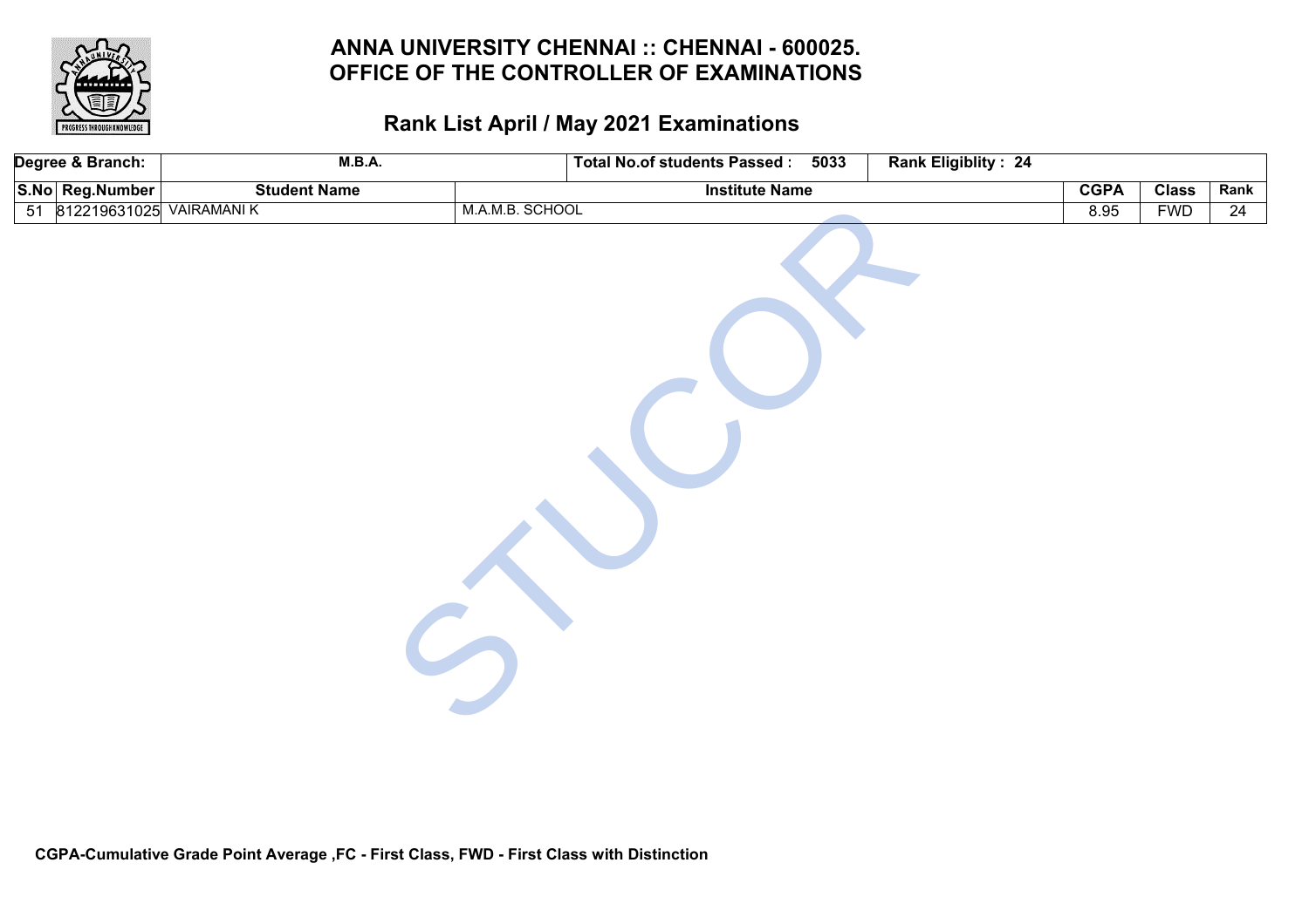# ANNA UNIVERSITY CHENNAI :: CHENNAI - 600025.
# OFFICE OF THE CONTROLLER OF EXAMINATIONS

## Rank List April / May 2021 Examinations

| Degree & Branch: | M.B.A. | | Total No.of students Passed : 5033 | Rank Eligiblity : 24 | | |
|---|---|---|---|---|---|---|
| **S.No** | **Reg.Number** | **Student Name** | **Institute Name** | **CGPA** | **Class** | **Rank** |
| 51 | 812219631025 | VAIRAMANI K | M.A.M.B. SCHOOL | 8.95 | FWD | 24 |

**CGPA-Cumulative Grade Point Average ,FC - First Class, FWD - First Class with Distinction**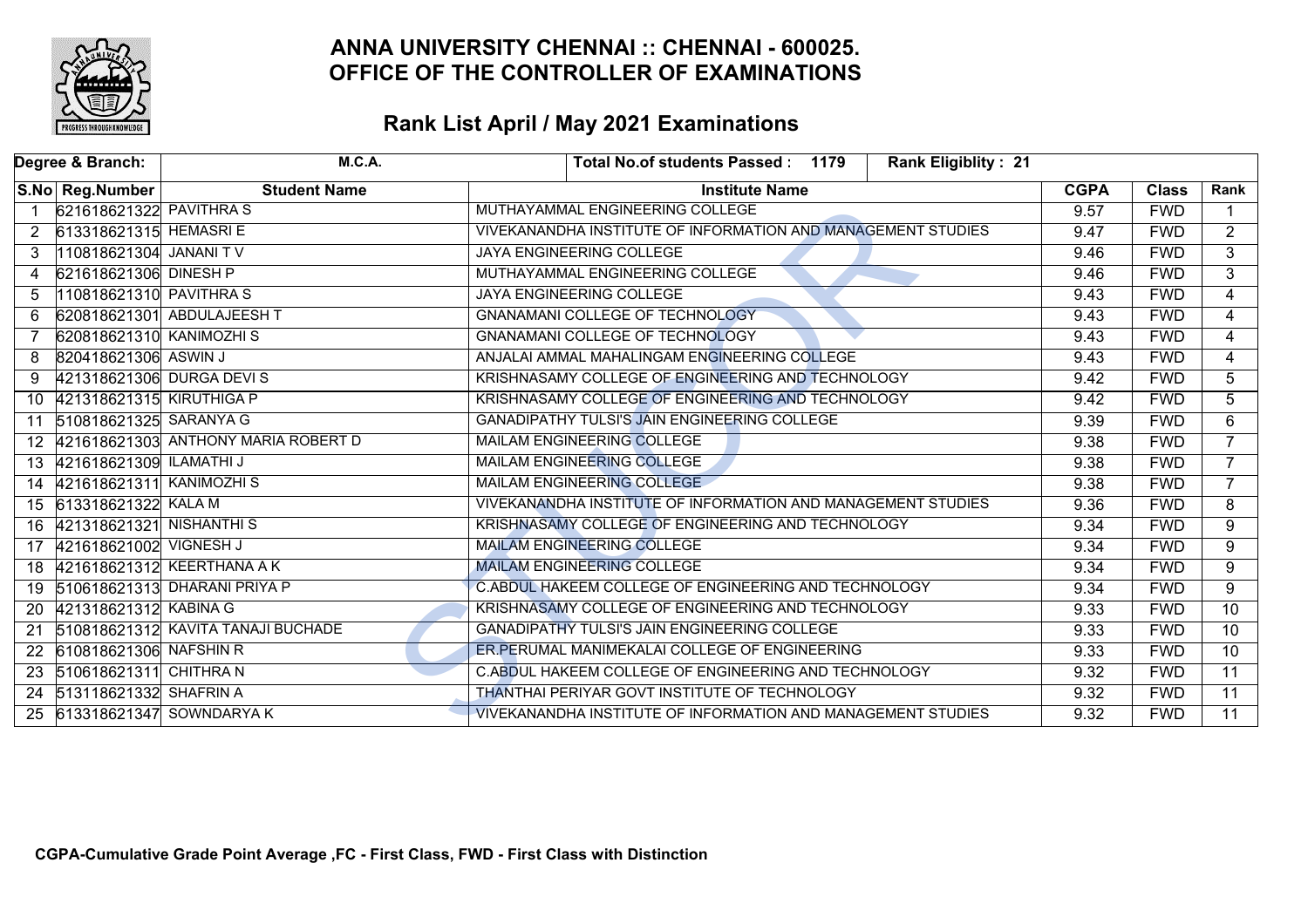# ANNA UNIVERSITY CHENNAI :: CHENNAI - 600025.
## OFFICE OF THE CONTROLLER OF EXAMINATIONS

### Rank List April / May 2021 Examinations

| Degree & Branch: | M.C.A. | Total No.of students Passed : 1179 | Rank Eligiblity : 21 | | | |
|---|---|---|---|---|---|---|
| **S.No** | **Reg.Number** | **Student Name** | **Institute Name** | **CGPA** | **Class** | **Rank** |
| 1 | 621618621322 | PAVITHRA S | MUTHAYAMMAL ENGINEERING COLLEGE | 9.57 | FWD | 1 |
| 2 | 613318621315 | HEMASRI E | VIVEKANANDHA INSTITUTE OF INFORMATION AND MANAGEMENT STUDIES | 9.47 | FWD | 2 |
| 3 | 110818621304 | JANANI T V | JAYA ENGINEERING COLLEGE | 9.46 | FWD | 3 |
| 4 | 621618621306 | DINESH P | MUTHAYAMMAL ENGINEERING COLLEGE | 9.46 | FWD | 3 |
| 5 | 110818621310 | PAVITHRA S | JAYA ENGINEERING COLLEGE | 9.43 | FWD | 4 |
| 6 | 620818621301 | ABDULAJEESH T | GNANAMANI COLLEGE OF TECHNOLOGY | 9.43 | FWD | 4 |
| 7 | 620818621310 | KANIMOZHI S | GNANAMANI COLLEGE OF TECHNOLOGY | 9.43 | FWD | 4 |
| 8 | 820418621306 | ASWIN J | ANJALAI AMMAL MAHALINGAM ENGINEERING COLLEGE | 9.43 | FWD | 4 |
| 9 | 421318621306 | DURGA DEVI S | KRISHNASAMY COLLEGE OF ENGINEERING AND TECHNOLOGY | 9.42 | FWD | 5 |
| 10 | 421318621315 | KIRUTHIGA P | KRISHNASAMY COLLEGE OF ENGINEERING AND TECHNOLOGY | 9.42 | FWD | 5 |
| 11 | 510818621325 | SARANYA G | GANADIPATHY TULSI'S JAIN ENGINEERING COLLEGE | 9.39 | FWD | 6 |
| 12 | 421618621303 | ANTHONY MARIA ROBERT D | MAILAM ENGINEERING COLLEGE | 9.38 | FWD | 7 |
| 13 | 421618621309 | ILAMATHI J | MAILAM ENGINEERING COLLEGE | 9.38 | FWD | 7 |
| 14 | 421618621311 | KANIMOZHI S | MAILAM ENGINEERING COLLEGE | 9.38 | FWD | 7 |
| 15 | 613318621322 | KALA M | VIVEKANANDHA INSTITUTE OF INFORMATION AND MANAGEMENT STUDIES | 9.36 | FWD | 8 |
| 16 | 421318621321 | NISHANTHI S | KRISHNASAMY COLLEGE OF ENGINEERING AND TECHNOLOGY | 9.34 | FWD | 9 |
| 17 | 421618621002 | VIGNESH J | MAILAM ENGINEERING COLLEGE | 9.34 | FWD | 9 |
| 18 | 421618621312 | KEERTHANA A K | MAILAM ENGINEERING COLLEGE | 9.34 | FWD | 9 |
| 19 | 510618621313 | DHARANI PRIYA P | C.ABDUL HAKEEM COLLEGE OF ENGINEERING AND TECHNOLOGY | 9.34 | FWD | 9 |
| 20 | 421318621312 | KABINA G | KRISHNASAMY COLLEGE OF ENGINEERING AND TECHNOLOGY | 9.33 | FWD | 10 |
| 21 | 510818621312 | KAVITA TANAJI BUCHADE | GANADIPATHY TULSI'S JAIN ENGINEERING COLLEGE | 9.33 | FWD | 10 |
| 22 | 610818621306 | NAFSHIN R | ER.PERUMAL MANIMEKALAI COLLEGE OF ENGINEERING | 9.33 | FWD | 10 |
| 23 | 510618621311 | CHITHRA N | C.ABDUL HAKEEM COLLEGE OF ENGINEERING AND TECHNOLOGY | 9.32 | FWD | 11 |
| 24 | 513118621332 | SHAFRIN A | THANTHAI PERIYAR GOVT INSTITUTE OF TECHNOLOGY | 9.32 | FWD | 11 |
| 25 | 613318621347 | SOWNDARYA K | VIVEKANANDHA INSTITUTE OF INFORMATION AND MANAGEMENT STUDIES | 9.32 | FWD | 11 |

**CGPA-Cumulative Grade Point Average ,FC - First Class, FWD - First Class with Distinction**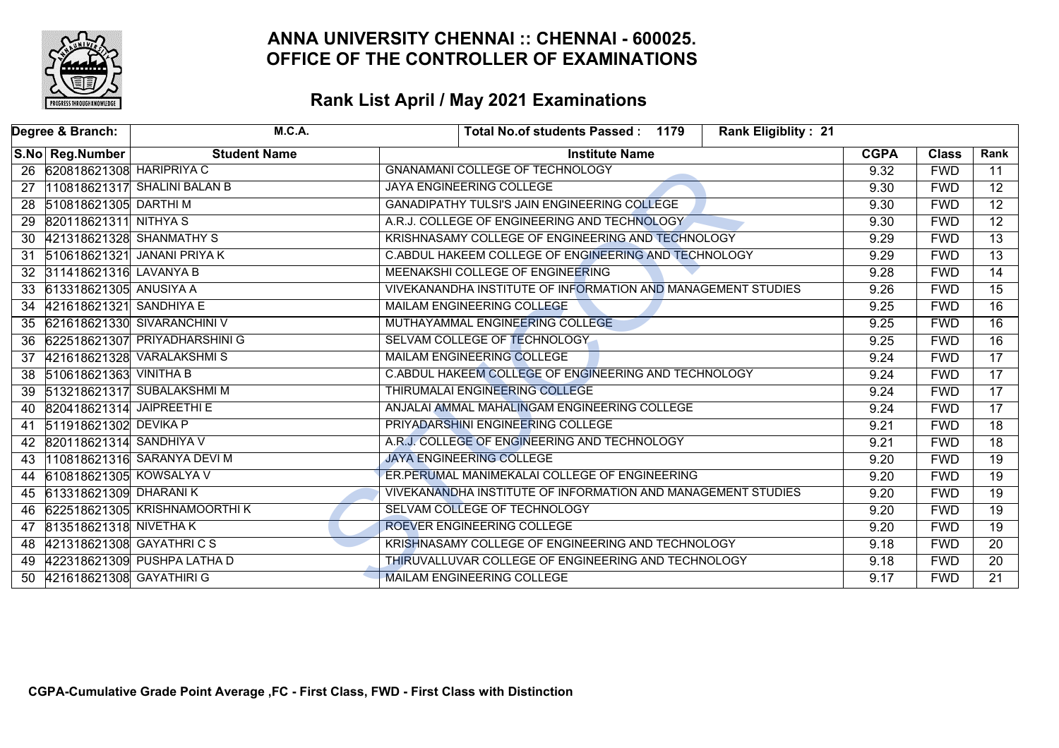# ANNA UNIVERSITY CHENNAI :: CHENNAI - 600025.
# OFFICE OF THE CONTROLLER OF EXAMINATIONS

## Rank List April / May 2021 Examinations

| Degree & Branch: | | M.C.A. | Total No.of students Passed : 1179 | Rank Eligiblity : 21 | | |
|---|---|---|---|---|---|---|
| **S.No** | **Reg.Number** | **Student Name** | **Institute Name** | **CGPA** | **Class** | **Rank** |
| 26 | 620818621308 | HARIPRIYA C | GNANAMANI COLLEGE OF TECHNOLOGY | 9.32 | FWD | 11 |
| 27 | 110818621317 | SHALINI BALAN B | JAYA ENGINEERING COLLEGE | 9.30 | FWD | 12 |
| 28 | 510818621305 | DARTHI M | GANADIPATHY TULSI'S JAIN ENGINEERING COLLEGE | 9.30 | FWD | 12 |
| 29 | 820118621311 | NITHYA S | A.R.J. COLLEGE OF ENGINEERING AND TECHNOLOGY | 9.30 | FWD | 12 |
| 30 | 421318621328 | SHANMATHY S | KRISHNASAMY COLLEGE OF ENGINEERING AND TECHNOLOGY | 9.29 | FWD | 13 |
| 31 | 510618621321 | JANANI PRIYA K | C.ABDUL HAKEEM COLLEGE OF ENGINEERING AND TECHNOLOGY | 9.29 | FWD | 13 |
| 32 | 311418621316 | LAVANYA B | MEENAKSHI COLLEGE OF ENGINEERING | 9.28 | FWD | 14 |
| 33 | 613318621305 | ANUSIYA A | VIVEKANANDHA INSTITUTE OF INFORMATION AND MANAGEMENT STUDIES | 9.26 | FWD | 15 |
| 34 | 421618621321 | SANDHIYA E | MAILAM ENGINEERING COLLEGE | 9.25 | FWD | 16 |
| 35 | 621618621330 | SIVARANCHINI V | MUTHAYAMMAL ENGINEERING COLLEGE | 9.25 | FWD | 16 |
| 36 | 622518621307 | PRIYADHARSHINI G | SELVAM COLLEGE OF TECHNOLOGY | 9.25 | FWD | 16 |
| 37 | 421618621328 | VARALAKSHMI S | MAILAM ENGINEERING COLLEGE | 9.24 | FWD | 17 |
| 38 | 510618621363 | VINITHA B | C.ABDUL HAKEEM COLLEGE OF ENGINEERING AND TECHNOLOGY | 9.24 | FWD | 17 |
| 39 | 513218621317 | SUBALAKSHMI M | THIRUMALAI ENGINEERING COLLEGE | 9.24 | FWD | 17 |
| 40 | 820418621314 | JAIPREETHI E | ANJALAI AMMAL MAHALINGAM ENGINEERING COLLEGE | 9.24 | FWD | 17 |
| 41 | 511918621302 | DEVIKA P | PRIYADARSHINI ENGINEERING COLLEGE | 9.21 | FWD | 18 |
| 42 | 820118621314 | SANDHIYA V | A.R.J. COLLEGE OF ENGINEERING AND TECHNOLOGY | 9.21 | FWD | 18 |
| 43 | 110818621316 | SARANYA DEVI M | JAYA ENGINEERING COLLEGE | 9.20 | FWD | 19 |
| 44 | 610818621305 | KOWSALYA V | ER.PERUMAL MANIMEKALAI COLLEGE OF ENGINEERING | 9.20 | FWD | 19 |
| 45 | 613318621309 | DHARANI K | VIVEKANANDHA INSTITUTE OF INFORMATION AND MANAGEMENT STUDIES | 9.20 | FWD | 19 |
| 46 | 622518621305 | KRISHNAMOORTHI K | SELVAM COLLEGE OF TECHNOLOGY | 9.20 | FWD | 19 |
| 47 | 813518621318 | NIVETHA K | ROEVER ENGINEERING COLLEGE | 9.20 | FWD | 19 |
| 48 | 421318621308 | GAYATHRI C S | KRISHNASAMY COLLEGE OF ENGINEERING AND TECHNOLOGY | 9.18 | FWD | 20 |
| 49 | 422318621309 | PUSHPA LATHA D | THIRUVALLUVAR COLLEGE OF ENGINEERING AND TECHNOLOGY | 9.18 | FWD | 20 |
| 50 | 421618621308 | GAYATHIRI G | MAILAM ENGINEERING COLLEGE | 9.17 | FWD | 21 |

**CGPA-Cumulative Grade Point Average ,FC - First Class, FWD - First Class with Distinction**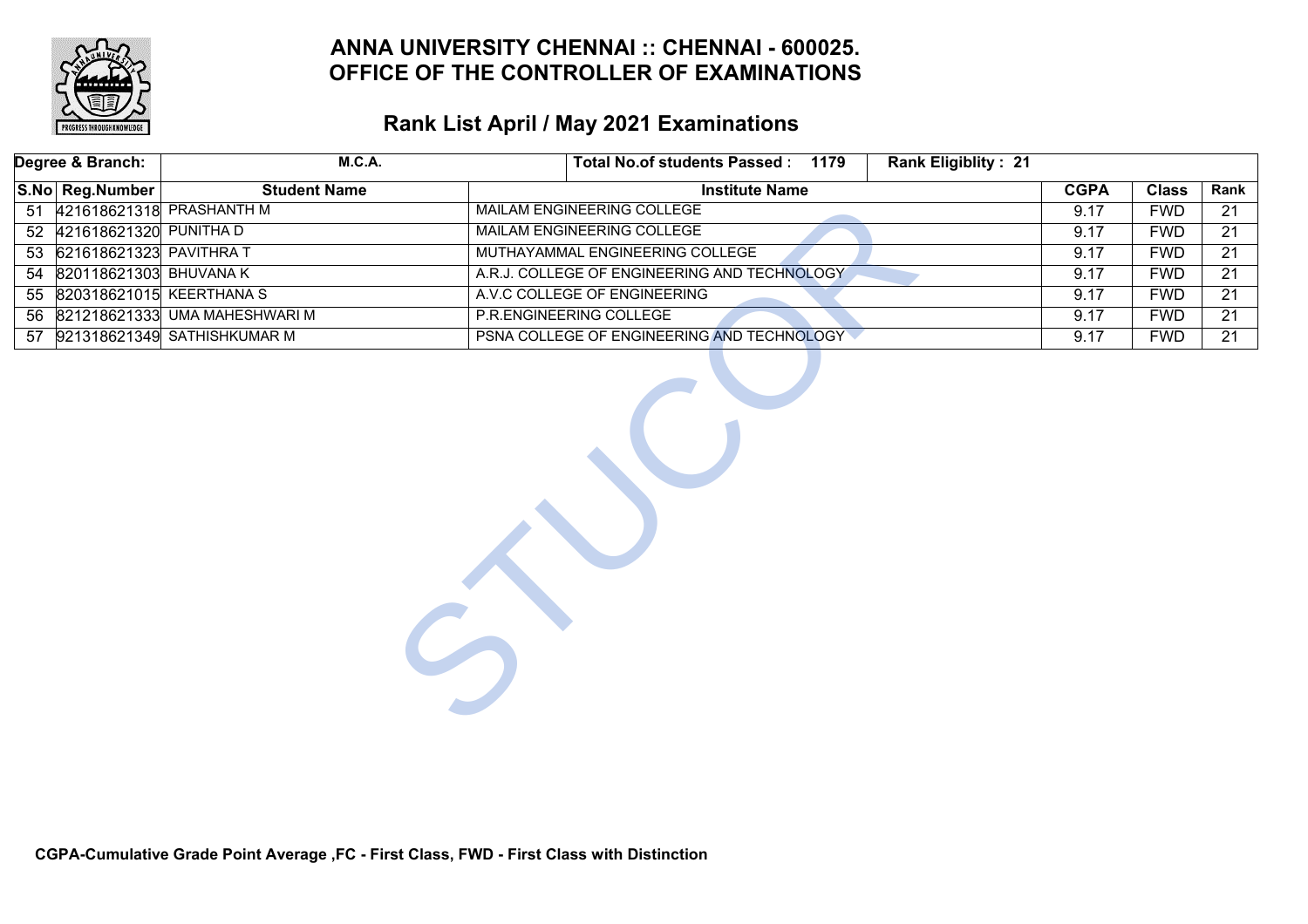# ANNA UNIVERSITY CHENNAI :: CHENNAI - 600025.
# OFFICE OF THE CONTROLLER OF EXAMINATIONS

## Rank List April / May 2021 Examinations

| Degree & Branch: | M.C.A. | | Total No.of students Passed : 1179 | Rank Eligiblity : 21 | | |
|---|---|---|---|---|---|---|

| S.No | Reg.Number | Student Name | Institute Name | CGPA | Class | Rank |
|---|---|---|---|---|---|---|
| 51 | 421618621318 | PRASHANTH M | MAILAM ENGINEERING COLLEGE | 9.17 | FWD | 21 |
| 52 | 421618621320 | PUNITHA D | MAILAM ENGINEERING COLLEGE | 9.17 | FWD | 21 |
| 53 | 621618621323 | PAVITHRA T | MUTHAYAMMAL ENGINEERING COLLEGE | 9.17 | FWD | 21 |
| 54 | 820118621303 | BHUVANA K | A.R.J. COLLEGE OF ENGINEERING AND TECHNOLOGY | 9.17 | FWD | 21 |
| 55 | 820318621015 | KEERTHANA S | A.V.C COLLEGE OF ENGINEERING | 9.17 | FWD | 21 |
| 56 | 821218621333 | UMA MAHESHWARI M | P.R.ENGINEERING COLLEGE | 9.17 | FWD | 21 |
| 57 | 921318621349 | SATHISHKUMAR M | PSNA COLLEGE OF ENGINEERING AND TECHNOLOGY | 9.17 | FWD | 21 |

**CGPA-Cumulative Grade Point Average ,FC - First Class, FWD - First Class with Distinction**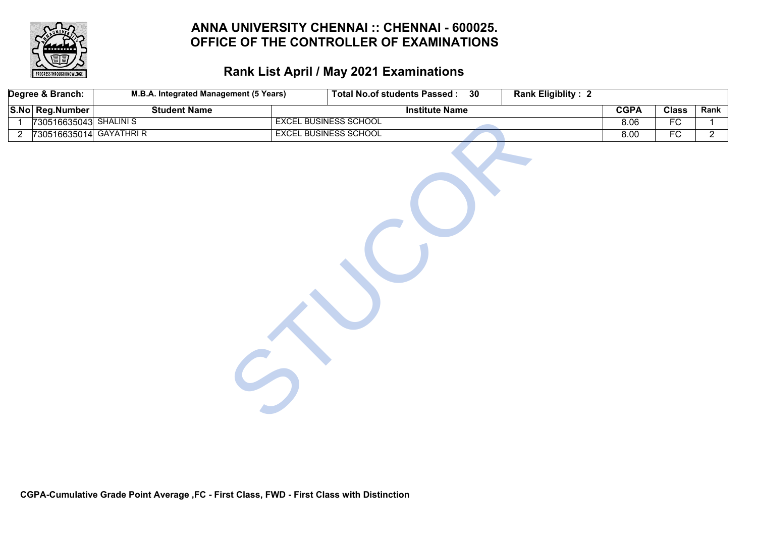# ANNA UNIVERSITY CHENNAI :: CHENNAI - 600025.
# OFFICE OF THE CONTROLLER OF EXAMINATIONS

## Rank List April / May 2021 Examinations

| Degree & Branch: | M.B.A. Integrated Management (5 Years) | Total No.of students Passed : 30 | Rank Eligiblity : 2 | | | |
|---|---|---|---|---|---|---|
| **S.No** | **Reg.Number** | **Student Name** | **Institute Name** | **CGPA** | **Class** | **Rank** |
| 1 | 730516635043 | SHALINI S | EXCEL BUSINESS SCHOOL | 8.06 | FC | 1 |
| 2 | 730516635014 | GAYATHRI R | EXCEL BUSINESS SCHOOL | 8.00 | FC | 2 |

**CGPA-Cumulative Grade Point Average ,FC - First Class, FWD - First Class with Distinction**